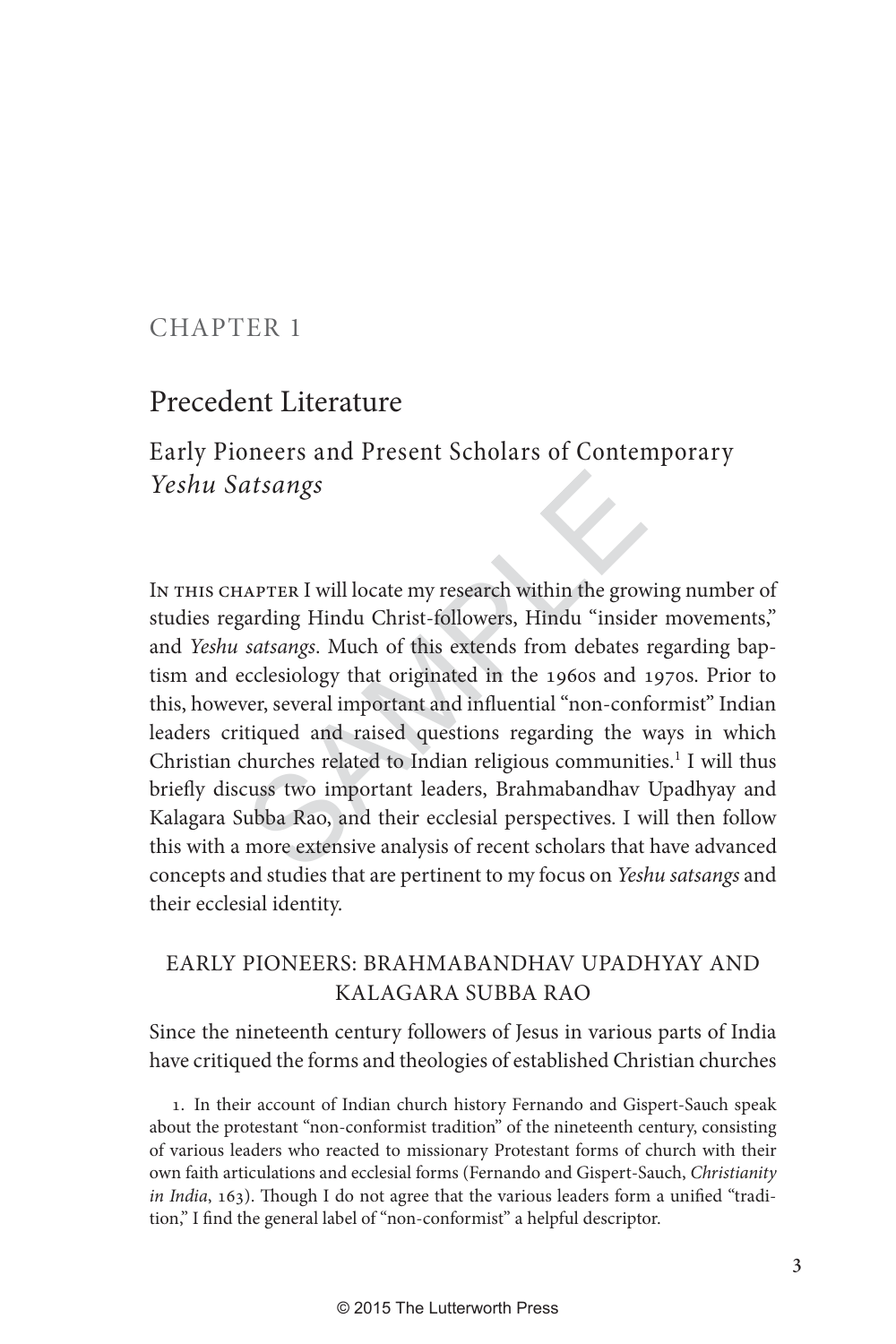# CHAPTER 1

## Precedent Literature

### Early Pioneers and Present Scholars of Contemporary *Yeshu Satsangs*

In this chapter I will locate my research within the growing number of studies regarding Hindu Christ-followers, Hindu "insider movements," and *Yeshu satsangs*. Much of this extends from debates regarding baptism and ecclesiology that originated in the 1960s and 1970s. Prior to this, however, several important and influential "non-conformist" Indian leaders critiqued and raised questions regarding the ways in which Christian churches related to Indian religious communities.[1] I will thus briefly discuss two important leaders, Brahmabandhav Upadhyay and Kalagara Subba Rao, and their ecclesial perspectives. I will then follow this with a more extensive analysis of recent scholars that have advanced concepts and studies that are pertinent to my focus on *Yeshu satsangs* and their ecclesial identity.

### EARLY PIONEERS: BRAHMABANDHAV UPADHYAY AND KALAGARA SUBBA RAO

Since the nineteenth century followers of Jesus in various parts of India have critiqued the forms and theologies of established Christian churches

1. In their account of Indian church history Fernando and Gispert-Sauch speak about the protestant "non-conformist tradition" of the nineteenth century, consisting of various leaders who reacted to missionary Protestant forms of church with their own faith articulations and ecclesial forms (Fernando and Gispert-Sauch, *Christianity in India*, 163). Though I do not agree that the various leaders form a unified "tradition," I find the general label of "non-conformist" a helpful descriptor.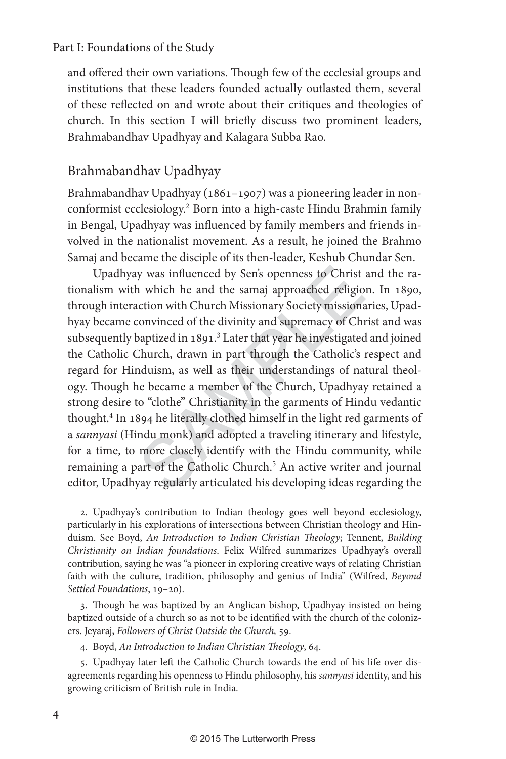and offered their own variations. Though few of the ecclesial groups and institutions that these leaders founded actually outlasted them, several of these reflected on and wrote about their critiques and theologies of church. In this section I will briefly discuss two prominent leaders, Brahmabandhav Upadhyay and Kalagara Subba Rao.

## Brahmabandhav Upadhyay

Brahmabandhav Upadhyay (1861–1907) was a pioneering leader in non-conformist ecclesiology.[2] Born into a high-caste Hindu Brahmin family in Bengal, Upadhyay was influenced by family members and friends involved in the nationalist movement. As a result, he joined the Brahmo Samaj and became the disciple of its then-leader, Keshub Chundar Sen.

Upadhyay was influenced by Sen's openness to Christ and the rationalism with which he and the samaj approached religion. In 1890, through interaction with Church Missionary Society missionaries, Upadhyay became convinced of the divinity and supremacy of Christ and was subsequently baptized in 1891.[3] Later that year he investigated and joined the Catholic Church, drawn in part through the Catholic's respect and regard for Hinduism, as well as their understandings of natural theology. Though he became a member of the Church, Upadhyay retained a strong desire to "clothe" Christianity in the garments of Hindu vedantic thought.[4] In 1894 he literally clothed himself in the light red garments of a *sannyasi* (Hindu monk) and adopted a traveling itinerary and lifestyle, for a time, to more closely identify with the Hindu community, while remaining a part of the Catholic Church.[5] An active writer and journal editor, Upadhyay regularly articulated his developing ideas regarding the

2. Upadhyay's contribution to Indian theology goes well beyond ecclesiology, particularly in his explorations of intersections between Christian theology and Hinduism. See Boyd, *An Introduction to Indian Christian Theology*; Tennent, *Building Christianity on Indian foundations*. Felix Wilfred summarizes Upadhyay's overall contribution, saying he was "a pioneer in exploring creative ways of relating Christian faith with the culture, tradition, philosophy and genius of India" (Wilfred, *Beyond Settled Foundations*, 19–20).

3. Though he was baptized by an Anglican bishop, Upadhyay insisted on being baptized outside of a church so as not to be identified with the church of the colonizers. Jeyaraj, *Followers of Christ Outside the Church,* 59.

4. Boyd, *An Introduction to Indian Christian Theology*, 64.

5. Upadhyay later left the Catholic Church towards the end of his life over disagreements regarding his openness to Hindu philosophy, his *sannyasi* identity, and his growing criticism of British rule in India.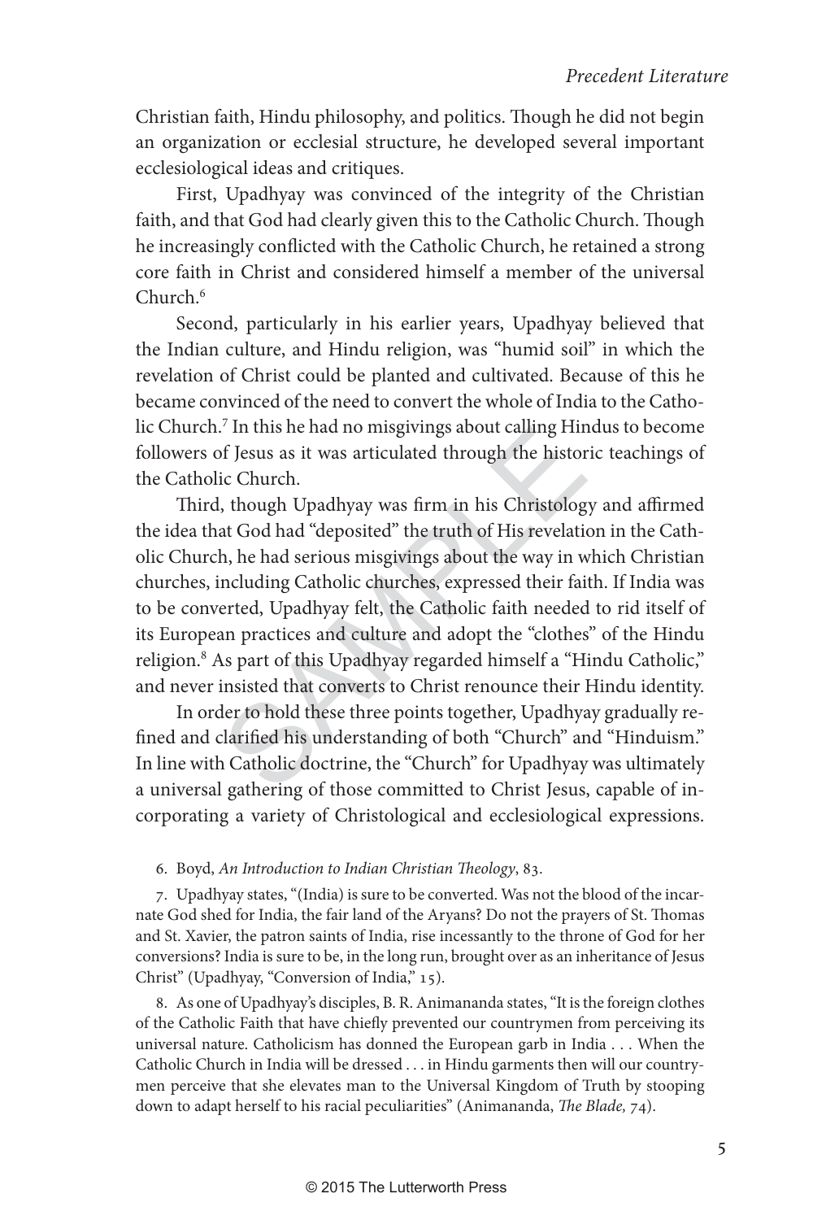Christian faith, Hindu philosophy, and politics. Though he did not begin an organization or ecclesial structure, he developed several important ecclesiological ideas and critiques.

First, Upadhyay was convinced of the integrity of the Christian faith, and that God had clearly given this to the Catholic Church. Though he increasingly conflicted with the Catholic Church, he retained a strong core faith in Christ and considered himself a member of the universal Church.[6]

Second, particularly in his earlier years, Upadhyay believed that the Indian culture, and Hindu religion, was "humid soil" in which the revelation of Christ could be planted and cultivated. Because of this he became convinced of the need to convert the whole of India to the Catholic Church.[7] In this he had no misgivings about calling Hindus to become followers of Jesus as it was articulated through the historic teachings of the Catholic Church.

Third, though Upadhyay was firm in his Christology and affirmed the idea that God had "deposited" the truth of His revelation in the Catholic Church, he had serious misgivings about the way in which Christian churches, including Catholic churches, expressed their faith. If India was to be converted, Upadhyay felt, the Catholic faith needed to rid itself of its European practices and culture and adopt the "clothes" of the Hindu religion.[8] As part of this Upadhyay regarded himself a "Hindu Catholic," and never insisted that converts to Christ renounce their Hindu identity.

In order to hold these three points together, Upadhyay gradually refined and clarified his understanding of both "Church" and "Hinduism." In line with Catholic doctrine, the "Church" for Upadhyay was ultimately a universal gathering of those committed to Christ Jesus, capable of incorporating a variety of Christological and ecclesiological expressions.

6. Boyd, *An Introduction to Indian Christian Theology*, 83.

7. Upadhyay states, "(India) is sure to be converted. Was not the blood of the incarnate God shed for India, the fair land of the Aryans? Do not the prayers of St. Thomas and St. Xavier, the patron saints of India, rise incessantly to the throne of God for her conversions? India is sure to be, in the long run, brought over as an inheritance of Jesus Christ" (Upadhyay, "Conversion of India," 15).

8. As one of Upadhyay's disciples, B. R. Animananda states, "It is the foreign clothes of the Catholic Faith that have chiefly prevented our countrymen from perceiving its universal nature. Catholicism has donned the European garb in India . . . When the Catholic Church in India will be dressed . . . in Hindu garments then will our countrymen perceive that she elevates man to the Universal Kingdom of Truth by stooping down to adapt herself to his racial peculiarities" (Animananda, *The Blade,* 74).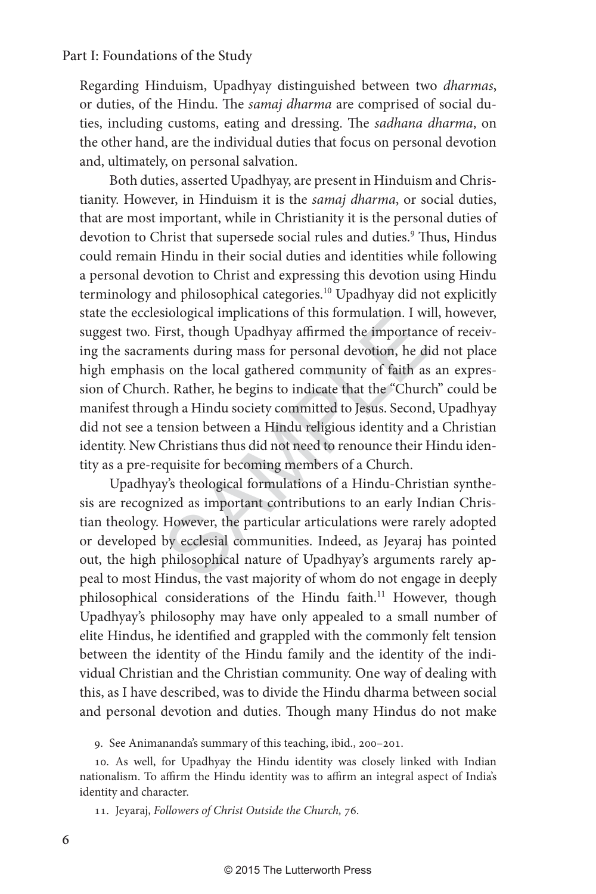Regarding Hinduism, Upadhyay distinguished between two *dharmas*, or duties, of the Hindu. The *samaj dharma* are comprised of social duties, including customs, eating and dressing. The *sadhana dharma*, on the other hand, are the individual duties that focus on personal devotion and, ultimately, on personal salvation.

Both duties, asserted Upadhyay, are present in Hinduism and Christianity. However, in Hinduism it is the *samaj dharma*, or social duties, that are most important, while in Christianity it is the personal duties of devotion to Christ that supersede social rules and duties.[9] Thus, Hindus could remain Hindu in their social duties and identities while following a personal devotion to Christ and expressing this devotion using Hindu terminology and philosophical categories.[10] Upadhyay did not explicitly state the ecclesiological implications of this formulation. I will, however, suggest two. First, though Upadhyay affirmed the importance of receiving the sacraments during mass for personal devotion, he did not place high emphasis on the local gathered community of faith as an expression of Church. Rather, he begins to indicate that the "Church" could be manifest through a Hindu society committed to Jesus. Second, Upadhyay did not see a tension between a Hindu religious identity and a Christian identity. New Christians thus did not need to renounce their Hindu identity as a pre-requisite for becoming members of a Church.

Upadhyay's theological formulations of a Hindu-Christian synthesis are recognized as important contributions to an early Indian Christian theology. However, the particular articulations were rarely adopted or developed by ecclesial communities. Indeed, as Jeyaraj has pointed out, the high philosophical nature of Upadhyay's arguments rarely appeal to most Hindus, the vast majority of whom do not engage in deeply philosophical considerations of the Hindu faith.[11] However, though Upadhyay's philosophy may have only appealed to a small number of elite Hindus, he identified and grappled with the commonly felt tension between the identity of the Hindu family and the identity of the individual Christian and the Christian community. One way of dealing with this, as I have described, was to divide the Hindu dharma between social and personal devotion and duties. Though many Hindus do not make

9. See Animananda's summary of this teaching, ibid., 200–201.

10. As well, for Upadhyay the Hindu identity was closely linked with Indian nationalism. To affirm the Hindu identity was to affirm an integral aspect of India's identity and character.

11. Jeyaraj, *Followers of Christ Outside the Church,* 76.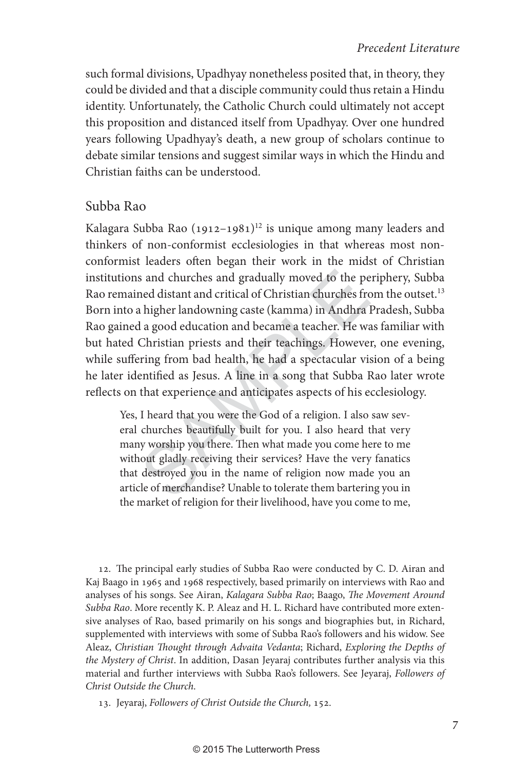such formal divisions, Upadhyay nonetheless posited that, in theory, they could be divided and that a disciple community could thus retain a Hindu identity. Unfortunately, the Catholic Church could ultimately not accept this proposition and distanced itself from Upadhyay. Over one hundred years following Upadhyay's death, a new group of scholars continue to debate similar tensions and suggest similar ways in which the Hindu and Christian faiths can be understood.

## Subba Rao

Kalagara Subba Rao (1912–1981)[12] is unique among many leaders and thinkers of non-conformist ecclesiologies in that whereas most non-conformist leaders often began their work in the midst of Christian institutions and churches and gradually moved to the periphery, Subba Rao remained distant and critical of Christian churches from the outset.[13] Born into a higher landowning caste (kamma) in Andhra Pradesh, Subba Rao gained a good education and became a teacher. He was familiar with but hated Christian priests and their teachings. However, one evening, while suffering from bad health, he had a spectacular vision of a being he later identified as Jesus. A line in a song that Subba Rao later wrote reflects on that experience and anticipates aspects of his ecclesiology.

> Yes, I heard that you were the God of a religion. I also saw several churches beautifully built for you. I also heard that very many worship you there. Then what made you come here to me without gladly receiving their services? Have the very fanatics that destroyed you in the name of religion now made you an article of merchandise? Unable to tolerate them bartering you in the market of religion for their livelihood, have you come to me,

12. The principal early studies of Subba Rao were conducted by C. D. Airan and Kaj Baago in 1965 and 1968 respectively, based primarily on interviews with Rao and analyses of his songs. See Airan, *Kalagara Subba Rao*; Baago, *The Movement Around Subba Rao*. More recently K. P. Aleaz and H. L. Richard have contributed more extensive analyses of Rao, based primarily on his songs and biographies but, in Richard, supplemented with interviews with some of Subba Rao's followers and his widow. See Aleaz, *Christian Thought through Advaita Vedanta*; Richard, *Exploring the Depths of the Mystery of Christ*. In addition, Dasan Jeyaraj contributes further analysis via this material and further interviews with Subba Rao's followers. See Jeyaraj, *Followers of Christ Outside the Church*.

13. Jeyaraj, *Followers of Christ Outside the Church,* 152.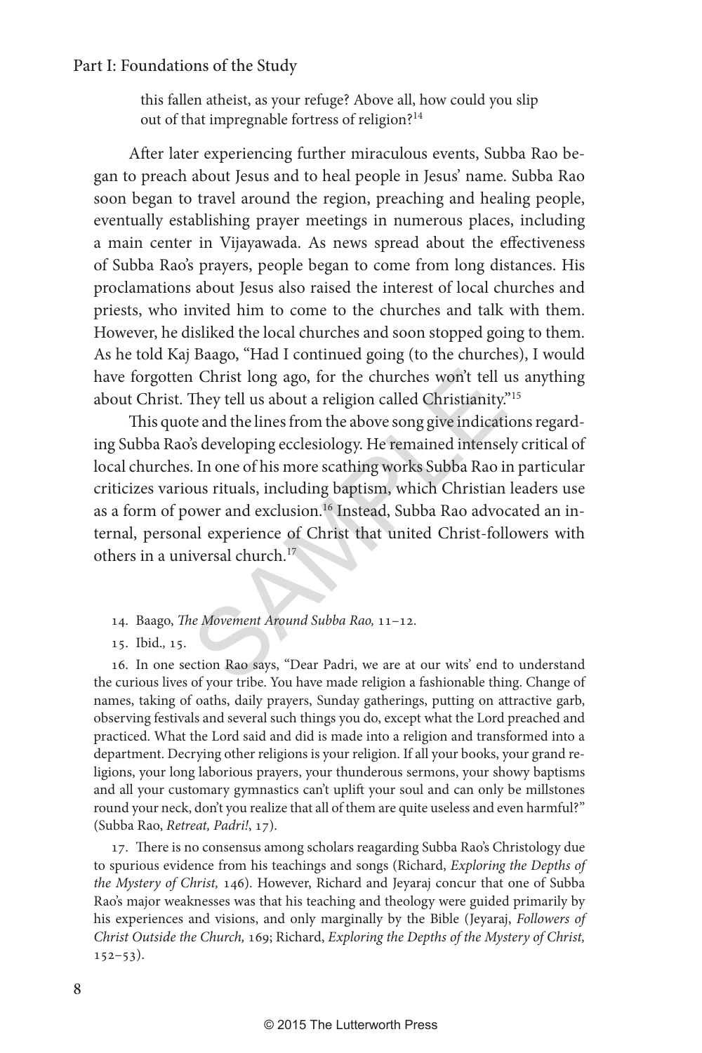> this fallen atheist, as your refuge? Above all, how could you slip out of that impregnable fortress of religion?[14]

After later experiencing further miraculous events, Subba Rao began to preach about Jesus and to heal people in Jesus' name. Subba Rao soon began to travel around the region, preaching and healing people, eventually establishing prayer meetings in numerous places, including a main center in Vijayawada. As news spread about the effectiveness of Subba Rao's prayers, people began to come from long distances. His proclamations about Jesus also raised the interest of local churches and priests, who invited him to come to the churches and talk with them. However, he disliked the local churches and soon stopped going to them. As he told Kaj Baago, "Had I continued going (to the churches), I would have forgotten Christ long ago, for the churches won't tell us anything about Christ. They tell us about a religion called Christianity."[15]

This quote and the lines from the above song give indications regarding Subba Rao's developing ecclesiology. He remained intensely critical of local churches. In one of his more scathing works Subba Rao in particular criticizes various rituals, including baptism, which Christian leaders use as a form of power and exclusion.[16] Instead, Subba Rao advocated an internal, personal experience of Christ that united Christ-followers with others in a universal church.[17]

14. Baago, *The Movement Around Subba Rao,* 11–12.

15. Ibid., 15.

16. In one section Rao says, "Dear Padri, we are at our wits' end to understand the curious lives of your tribe. You have made religion a fashionable thing. Change of names, taking of oaths, daily prayers, Sunday gatherings, putting on attractive garb, observing festivals and several such things you do, except what the Lord preached and practiced. What the Lord said and did is made into a religion and transformed into a department. Decrying other religions is your religion. If all your books, your grand religions, your long laborious prayers, your thunderous sermons, your showy baptisms and all your customary gymnastics can't uplift your soul and can only be millstones round your neck, don't you realize that all of them are quite useless and even harmful?" (Subba Rao, *Retreat, Padri!*, 17).

17. There is no consensus among scholars reagarding Subba Rao's Christology due to spurious evidence from his teachings and songs (Richard, *Exploring the Depths of the Mystery of Christ,* 146). However, Richard and Jeyaraj concur that one of Subba Rao's major weaknesses was that his teaching and theology were guided primarily by his experiences and visions, and only marginally by the Bible (Jeyaraj, *Followers of Christ Outside the Church,* 169; Richard, *Exploring the Depths of the Mystery of Christ,* 152–53).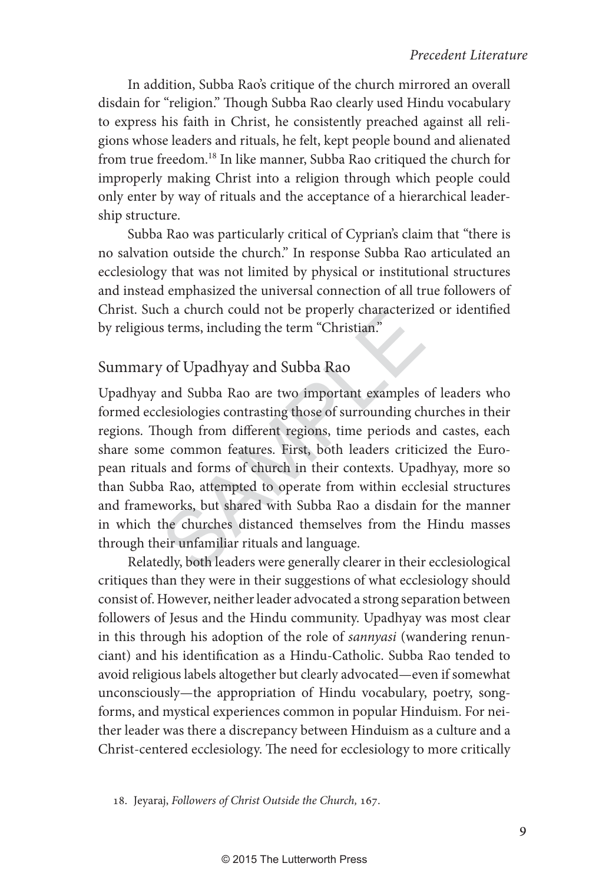In addition, Subba Rao's critique of the church mirrored an overall disdain for "religion." Though Subba Rao clearly used Hindu vocabulary to express his faith in Christ, he consistently preached against all religions whose leaders and rituals, he felt, kept people bound and alienated from true freedom.[18] In like manner, Subba Rao critiqued the church for improperly making Christ into a religion through which people could only enter by way of rituals and the acceptance of a hierarchical leadership structure.

Subba Rao was particularly critical of Cyprian's claim that "there is no salvation outside the church." In response Subba Rao articulated an ecclesiology that was not limited by physical or institutional structures and instead emphasized the universal connection of all true followers of Christ. Such a church could not be properly characterized or identified by religious terms, including the term "Christian."

## Summary of Upadhyay and Subba Rao

Upadhyay and Subba Rao are two important examples of leaders who formed ecclesiologies contrasting those of surrounding churches in their regions. Though from different regions, time periods and castes, each share some common features. First, both leaders criticized the European rituals and forms of church in their contexts. Upadhyay, more so than Subba Rao, attempted to operate from within ecclesial structures and frameworks, but shared with Subba Rao a disdain for the manner in which the churches distanced themselves from the Hindu masses through their unfamiliar rituals and language.

Relatedly, both leaders were generally clearer in their ecclesiological critiques than they were in their suggestions of what ecclesiology should consist of. However, neither leader advocated a strong separation between followers of Jesus and the Hindu community. Upadhyay was most clear in this through his adoption of the role of *sannyasi* (wandering renunciant) and his identification as a Hindu-Catholic. Subba Rao tended to avoid religious labels altogether but clearly advocated—even if somewhat unconsciously—the appropriation of Hindu vocabulary, poetry, song-forms, and mystical experiences common in popular Hinduism. For neither leader was there a discrepancy between Hinduism as a culture and a Christ-centered ecclesiology. The need for ecclesiology to more critically

18. Jeyaraj, *Followers of Christ Outside the Church,* 167.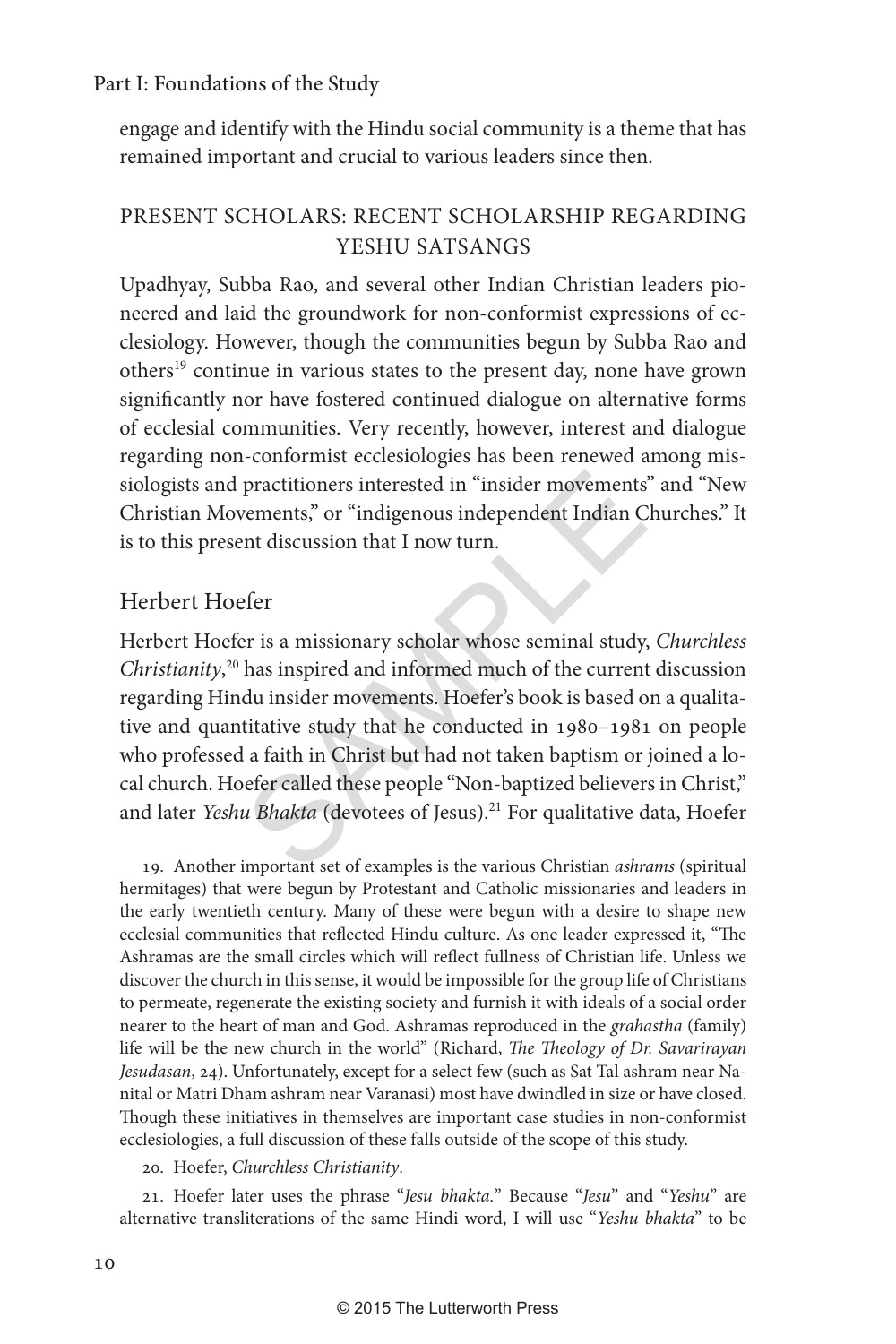engage and identify with the Hindu social community is a theme that has remained important and crucial to various leaders since then.

## PRESENT SCHOLARS: RECENT SCHOLARSHIP REGARDING YESHU SATSANGS

Upadhyay, Subba Rao, and several other Indian Christian leaders pioneered and laid the groundwork for non-conformist expressions of ecclesiology. However, though the communities begun by Subba Rao and others[19] continue in various states to the present day, none have grown significantly nor have fostered continued dialogue on alternative forms of ecclesial communities. Very recently, however, interest and dialogue regarding non-conformist ecclesiologies has been renewed among missiologists and practitioners interested in "insider movements" and "New Christian Movements," or "indigenous independent Indian Churches." It is to this present discussion that I now turn.

### Herbert Hoefer

Herbert Hoefer is a missionary scholar whose seminal study, *Churchless Christianity*,[20] has inspired and informed much of the current discussion regarding Hindu insider movements. Hoefer's book is based on a qualitative and quantitative study that he conducted in 1980–1981 on people who professed a faith in Christ but had not taken baptism or joined a local church. Hoefer called these people "Non-baptized believers in Christ," and later *Yeshu Bhakta* (devotees of Jesus).[21] For qualitative data, Hoefer

19. Another important set of examples is the various Christian *ashrams* (spiritual hermitages) that were begun by Protestant and Catholic missionaries and leaders in the early twentieth century. Many of these were begun with a desire to shape new ecclesial communities that reflected Hindu culture. As one leader expressed it, "The Ashramas are the small circles which will reflect fullness of Christian life. Unless we discover the church in this sense, it would be impossible for the group life of Christians to permeate, regenerate the existing society and furnish it with ideals of a social order nearer to the heart of man and God. Ashramas reproduced in the *grahastha* (family) life will be the new church in the world" (Richard, *The Theology of Dr. Savarirayan Jesudasan*, 24). Unfortunately, except for a select few (such as Sat Tal ashram near Nanital or Matri Dham ashram near Varanasi) most have dwindled in size or have closed. Though these initiatives in themselves are important case studies in non-conformist ecclesiologies, a full discussion of these falls outside of the scope of this study.

20. Hoefer, *Churchless Christianity*.

21. Hoefer later uses the phrase "*Jesu bhakta*." Because "*Jesu*" and "*Yeshu*" are alternative transliterations of the same Hindi word, I will use "*Yeshu bhakta*" to be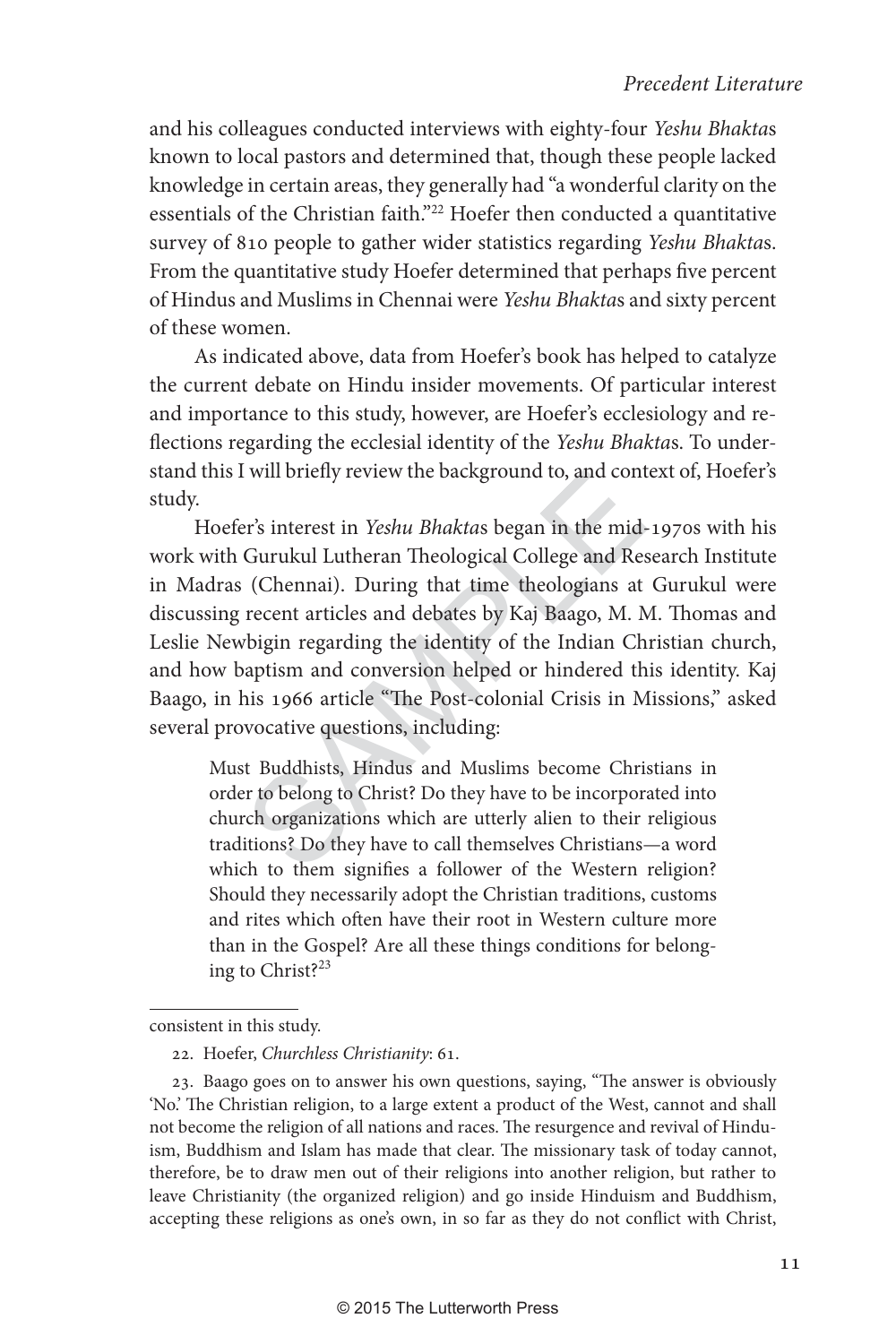and his colleagues conducted interviews with eighty-four *Yeshu Bhakta*s known to local pastors and determined that, though these people lacked knowledge in certain areas, they generally had "a wonderful clarity on the essentials of the Christian faith."[22] Hoefer then conducted a quantitative survey of 810 people to gather wider statistics regarding *Yeshu Bhakta*s. From the quantitative study Hoefer determined that perhaps five percent of Hindus and Muslims in Chennai were *Yeshu Bhakta*s and sixty percent of these women.

As indicated above, data from Hoefer's book has helped to catalyze the current debate on Hindu insider movements. Of particular interest and importance to this study, however, are Hoefer's ecclesiology and reflections regarding the ecclesial identity of the *Yeshu Bhakta*s. To understand this I will briefly review the background to, and context of, Hoefer's study.

Hoefer's interest in *Yeshu Bhakta*s began in the mid-1970s with his work with Gurukul Lutheran Theological College and Research Institute in Madras (Chennai). During that time theologians at Gurukul were discussing recent articles and debates by Kaj Baago, M. M. Thomas and Leslie Newbigin regarding the identity of the Indian Christian church, and how baptism and conversion helped or hindered this identity. Kaj Baago, in his 1966 article "The Post-colonial Crisis in Missions," asked several provocative questions, including:

> Must Buddhists, Hindus and Muslims become Christians in order to belong to Christ? Do they have to be incorporated into church organizations which are utterly alien to their religious traditions? Do they have to call themselves Christians—a word which to them signifies a follower of the Western religion? Should they necessarily adopt the Christian traditions, customs and rites which often have their root in Western culture more than in the Gospel? Are all these things conditions for belonging to Christ?[23]

---

consistent in this study.

22. Hoefer, *Churchless Christianity*: 61.

23. Baago goes on to answer his own questions, saying, "The answer is obviously 'No.' The Christian religion, to a large extent a product of the West, cannot and shall not become the religion of all nations and races. The resurgence and revival of Hinduism, Buddhism and Islam has made that clear. The missionary task of today cannot, therefore, be to draw men out of their religions into another religion, but rather to leave Christianity (the organized religion) and go inside Hinduism and Buddhism, accepting these religions as one's own, in so far as they do not conflict with Christ,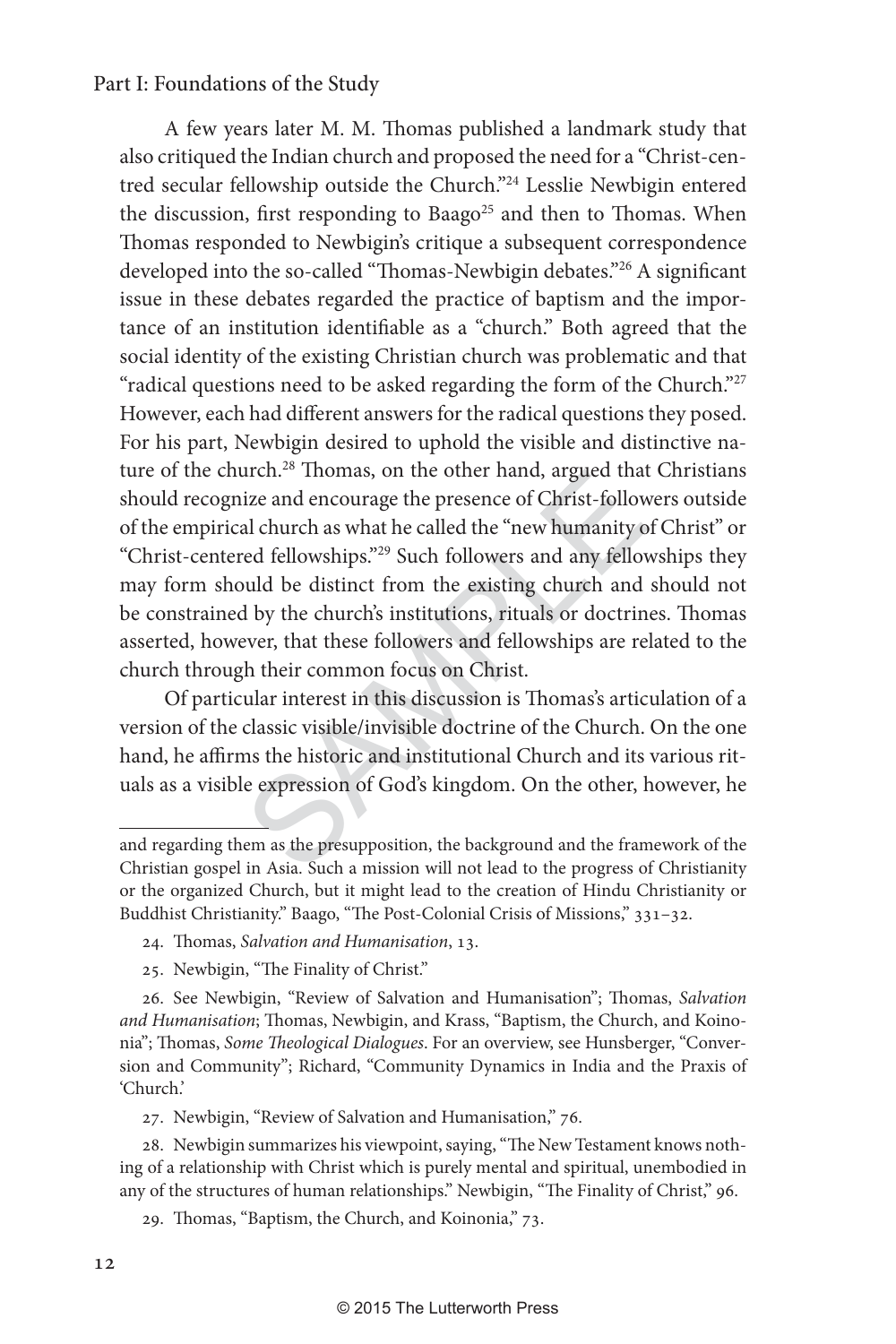A few years later M. M. Thomas published a landmark study that also critiqued the Indian church and proposed the need for a "Christ-centred secular fellowship outside the Church."[24] Lesslie Newbigin entered the discussion, first responding to Baago[25] and then to Thomas. When Thomas responded to Newbigin's critique a subsequent correspondence developed into the so-called "Thomas-Newbigin debates."[26] A significant issue in these debates regarded the practice of baptism and the importance of an institution identifiable as a "church." Both agreed that the social identity of the existing Christian church was problematic and that "radical questions need to be asked regarding the form of the Church."[27] However, each had different answers for the radical questions they posed. For his part, Newbigin desired to uphold the visible and distinctive nature of the church.[28] Thomas, on the other hand, argued that Christians should recognize and encourage the presence of Christ-followers outside of the empirical church as what he called the "new humanity of Christ" or "Christ-centered fellowships."[29] Such followers and any fellowships they may form should be distinct from the existing church and should not be constrained by the church's institutions, rituals or doctrines. Thomas asserted, however, that these followers and fellowships are related to the church through their common focus on Christ.

Of particular interest in this discussion is Thomas's articulation of a version of the classic visible/invisible doctrine of the Church. On the one hand, he affirms the historic and institutional Church and its various rituals as a visible expression of God's kingdom. On the other, however, he

---

and regarding them as the presupposition, the background and the framework of the Christian gospel in Asia. Such a mission will not lead to the progress of Christianity or the organized Church, but it might lead to the creation of Hindu Christianity or Buddhist Christianity." Baago, "The Post-Colonial Crisis of Missions," 331–32.

24. Thomas, *Salvation and Humanisation*, 13.

25. Newbigin, "The Finality of Christ."

26. See Newbigin, "Review of Salvation and Humanisation"; Thomas, *Salvation and Humanisation*; Thomas, Newbigin, and Krass, "Baptism, the Church, and Koinonia"; Thomas, *Some Theological Dialogues*. For an overview, see Hunsberger, "Conversion and Community"; Richard, "Community Dynamics in India and the Praxis of 'Church.'

27. Newbigin, "Review of Salvation and Humanisation," 76.

28. Newbigin summarizes his viewpoint, saying, "The New Testament knows nothing of a relationship with Christ which is purely mental and spiritual, unembodied in any of the structures of human relationships." Newbigin, "The Finality of Christ," 96.

29. Thomas, "Baptism, the Church, and Koinonia," 73.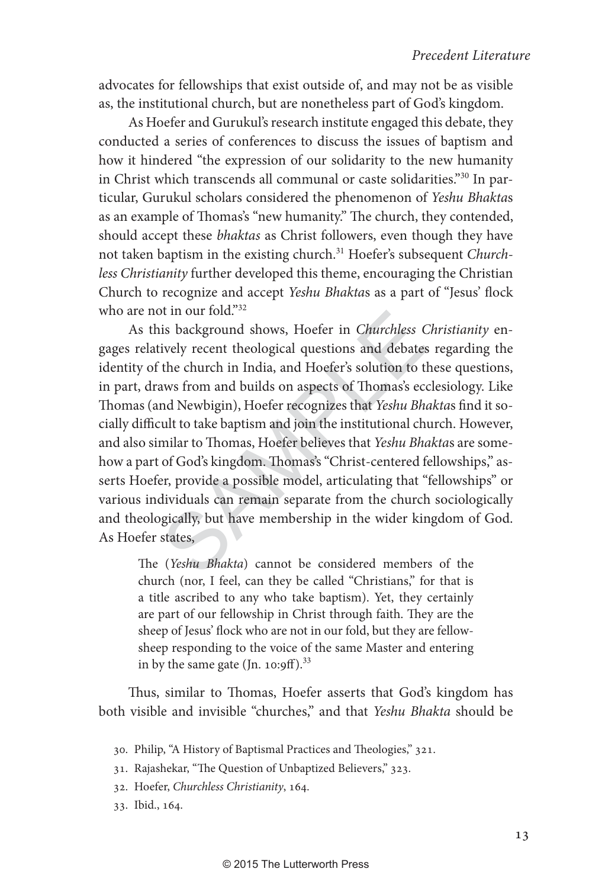advocates for fellowships that exist outside of, and may not be as visible as, the institutional church, but are nonetheless part of God's kingdom.

As Hoefer and Gurukul's research institute engaged this debate, they conducted a series of conferences to discuss the issues of baptism and how it hindered "the expression of our solidarity to the new humanity in Christ which transcends all communal or caste solidarities."[30] In particular, Gurukul scholars considered the phenomenon of *Yeshu Bhakta*s as an example of Thomas's "new humanity." The church, they contended, should accept these *bhaktas* as Christ followers, even though they have not taken baptism in the existing church.[31] Hoefer's subsequent *Churchless Christianity* further developed this theme, encouraging the Christian Church to recognize and accept *Yeshu Bhakta*s as a part of "Jesus' flock who are not in our fold."[32]

As this background shows, Hoefer in *Churchless Christianity* engages relatively recent theological questions and debates regarding the identity of the church in India, and Hoefer's solution to these questions, in part, draws from and builds on aspects of Thomas's ecclesiology. Like Thomas (and Newbigin), Hoefer recognizes that *Yeshu Bhakta*s find it socially difficult to take baptism and join the institutional church. However, and also similar to Thomas, Hoefer believes that *Yeshu Bhakta*s are somehow a part of God's kingdom. Thomas's "Christ-centered fellowships," asserts Hoefer, provide a possible model, articulating that "fellowships" or various individuals can remain separate from the church sociologically and theologically, but have membership in the wider kingdom of God. As Hoefer states,

> The (*Yeshu Bhakta*) cannot be considered members of the church (nor, I feel, can they be called "Christians," for that is a title ascribed to any who take baptism). Yet, they certainly are part of our fellowship in Christ through faith. They are the sheep of Jesus' flock who are not in our fold, but they are fellow-sheep responding to the voice of the same Master and entering in by the same gate (Jn. 10:9ff).[33]

Thus, similar to Thomas, Hoefer asserts that God's kingdom has both visible and invisible "churches," and that *Yeshu Bhakta* should be

30. Philip, "A History of Baptismal Practices and Theologies," 321.
31. Rajashekar, "The Question of Unbaptized Believers," 323.
32. Hoefer, *Churchless Christianity*, 164.
33. Ibid., 164.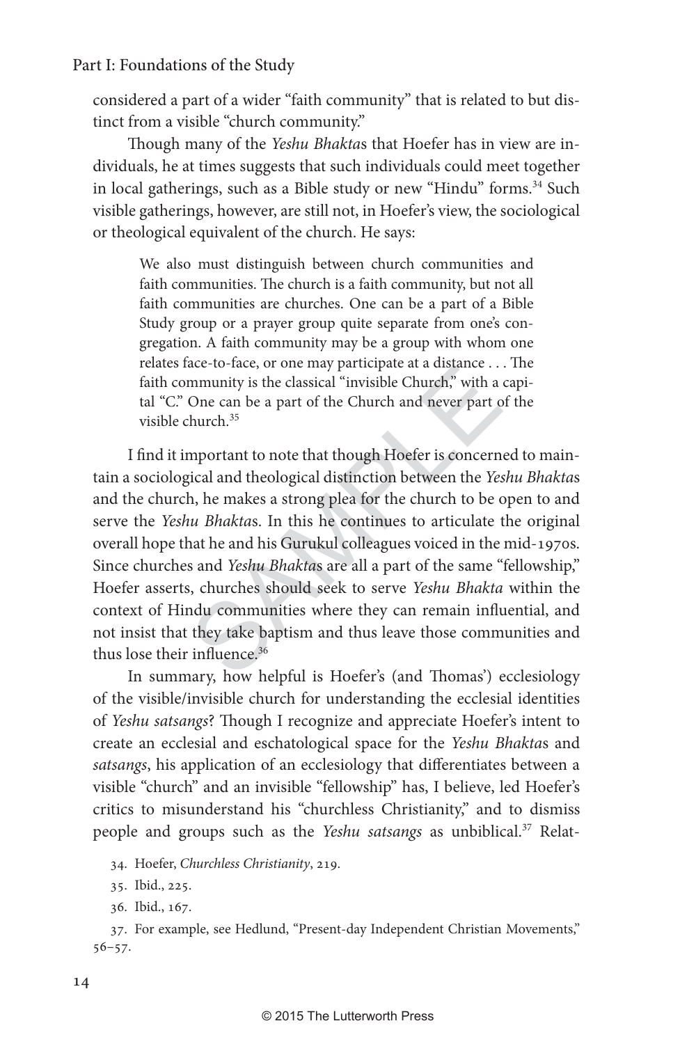considered a part of a wider "faith community" that is related to but distinct from a visible "church community."

Though many of the *Yeshu Bhakta*s that Hoefer has in view are individuals, he at times suggests that such individuals could meet together in local gatherings, such as a Bible study or new "Hindu" forms.[34] Such visible gatherings, however, are still not, in Hoefer's view, the sociological or theological equivalent of the church. He says:

> We also must distinguish between church communities and faith communities. The church is a faith community, but not all faith communities are churches. One can be a part of a Bible Study group or a prayer group quite separate from one's congregation. A faith community may be a group with whom one relates face-to-face, or one may participate at a distance . . . The faith community is the classical "invisible Church," with a capital "C." One can be a part of the Church and never part of the visible church.[35]

I find it important to note that though Hoefer is concerned to maintain a sociological and theological distinction between the *Yeshu Bhakta*s and the church, he makes a strong plea for the church to be open to and serve the *Yeshu Bhakta*s. In this he continues to articulate the original overall hope that he and his Gurukul colleagues voiced in the mid-1970s. Since churches and *Yeshu Bhakta*s are all a part of the same "fellowship," Hoefer asserts, churches should seek to serve *Yeshu Bhakta* within the context of Hindu communities where they can remain influential, and not insist that they take baptism and thus leave those communities and thus lose their influence.[36]

In summary, how helpful is Hoefer's (and Thomas') ecclesiology of the visible/invisible church for understanding the ecclesial identities of *Yeshu satsangs*? Though I recognize and appreciate Hoefer's intent to create an ecclesial and eschatological space for the *Yeshu Bhakta*s and *satsangs*, his application of an ecclesiology that differentiates between a visible "church" and an invisible "fellowship" has, I believe, led Hoefer's critics to misunderstand his "churchless Christianity," and to dismiss people and groups such as the *Yeshu satsangs* as unbiblical.[37] Relat-

34. Hoefer, *Churchless Christianity*, 219.

35. Ibid., 225.

36. Ibid., 167.

37. For example, see Hedlund, "Present-day Independent Christian Movements," 56–57.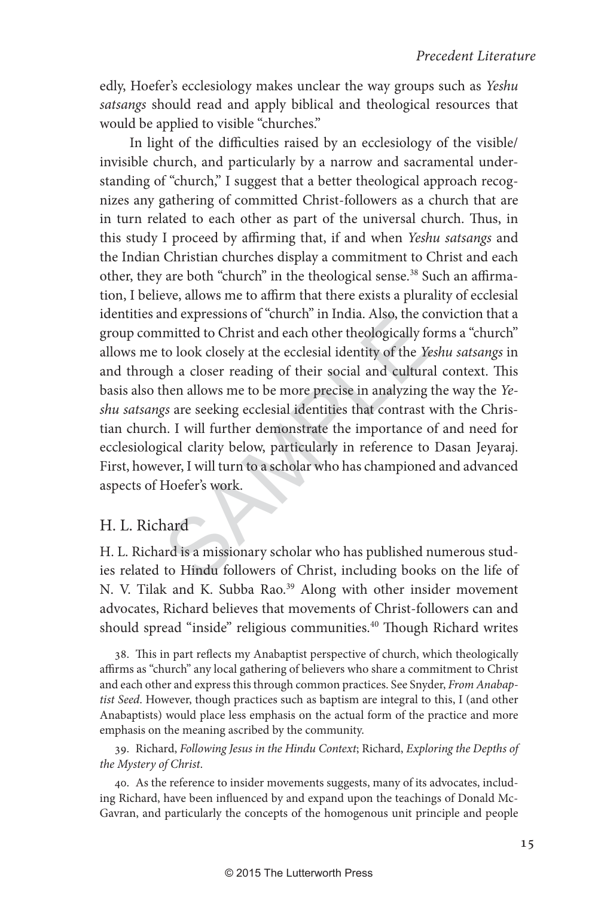edly, Hoefer's ecclesiology makes unclear the way groups such as *Yeshu satsangs* should read and apply biblical and theological resources that would be applied to visible "churches."

In light of the difficulties raised by an ecclesiology of the visible/invisible church, and particularly by a narrow and sacramental understanding of "church," I suggest that a better theological approach recognizes any gathering of committed Christ-followers as a church that are in turn related to each other as part of the universal church. Thus, in this study I proceed by affirming that, if and when *Yeshu satsangs* and the Indian Christian churches display a commitment to Christ and each other, they are both "church" in the theological sense.[38] Such an affirmation, I believe, allows me to affirm that there exists a plurality of ecclesial identities and expressions of "church" in India. Also, the conviction that a group committed to Christ and each other theologically forms a "church" allows me to look closely at the ecclesial identity of the *Yeshu satsangs* in and through a closer reading of their social and cultural context. This basis also then allows me to be more precise in analyzing the way the *Yeshu satsangs* are seeking ecclesial identities that contrast with the Christian church. I will further demonstrate the importance of and need for ecclesiological clarity below, particularly in reference to Dasan Jeyaraj. First, however, I will turn to a scholar who has championed and advanced aspects of Hoefer's work.

## H. L. Richard

H. L. Richard is a missionary scholar who has published numerous studies related to Hindu followers of Christ, including books on the life of N. V. Tilak and K. Subba Rao.[39] Along with other insider movement advocates, Richard believes that movements of Christ-followers can and should spread "inside" religious communities.[40] Though Richard writes

38. This in part reflects my Anabaptist perspective of church, which theologically affirms as "church" any local gathering of believers who share a commitment to Christ and each other and express this through common practices. See Snyder, *From Anabaptist Seed*. However, though practices such as baptism are integral to this, I (and other Anabaptists) would place less emphasis on the actual form of the practice and more emphasis on the meaning ascribed by the community.

39. Richard, *Following Jesus in the Hindu Context*; Richard, *Exploring the Depths of the Mystery of Christ*.

40. As the reference to insider movements suggests, many of its advocates, including Richard, have been influenced by and expand upon the teachings of Donald McGavran, and particularly the concepts of the homogenous unit principle and people

© 2015 The Lutterworth Press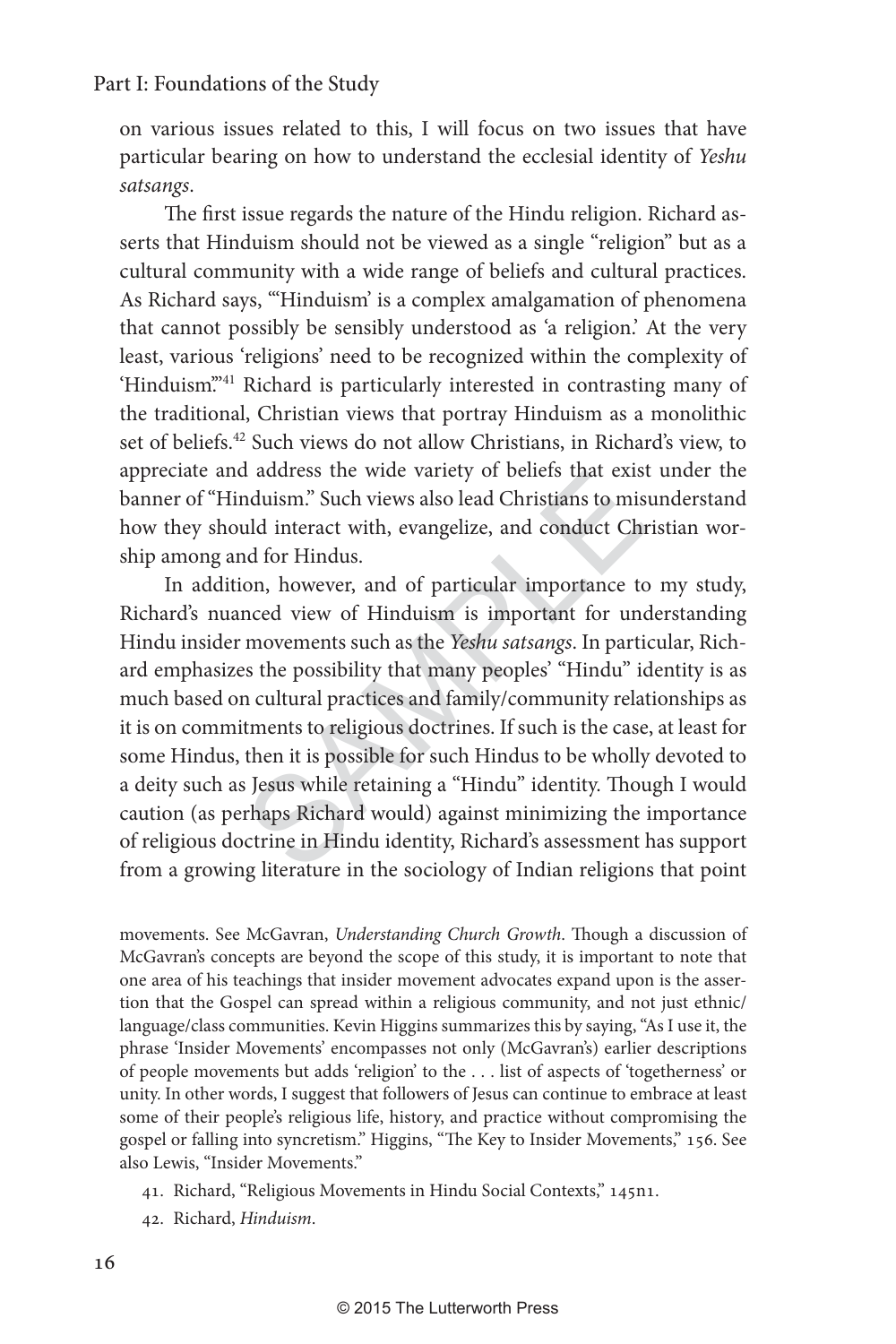on various issues related to this, I will focus on two issues that have particular bearing on how to understand the ecclesial identity of *Yeshu satsangs*.

The first issue regards the nature of the Hindu religion. Richard asserts that Hinduism should not be viewed as a single "religion" but as a cultural community with a wide range of beliefs and cultural practices. As Richard says, "'Hinduism' is a complex amalgamation of phenomena that cannot possibly be sensibly understood as 'a religion.' At the very least, various 'religions' need to be recognized within the complexity of 'Hinduism.'"[41] Richard is particularly interested in contrasting many of the traditional, Christian views that portray Hinduism as a monolithic set of beliefs.[42] Such views do not allow Christians, in Richard's view, to appreciate and address the wide variety of beliefs that exist under the banner of "Hinduism." Such views also lead Christians to misunderstand how they should interact with, evangelize, and conduct Christian worship among and for Hindus.

In addition, however, and of particular importance to my study, Richard's nuanced view of Hinduism is important for understanding Hindu insider movements such as the *Yeshu satsangs*. In particular, Richard emphasizes the possibility that many peoples' "Hindu" identity is as much based on cultural practices and family/community relationships as it is on commitments to religious doctrines. If such is the case, at least for some Hindus, then it is possible for such Hindus to be wholly devoted to a deity such as Jesus while retaining a "Hindu" identity. Though I would caution (as perhaps Richard would) against minimizing the importance of religious doctrine in Hindu identity, Richard's assessment has support from a growing literature in the sociology of Indian religions that point

movements. See McGavran, *Understanding Church Growth*. Though a discussion of McGavran's concepts are beyond the scope of this study, it is important to note that one area of his teachings that insider movement advocates expand upon is the assertion that the Gospel can spread within a religious community, and not just ethnic/language/class communities. Kevin Higgins summarizes this by saying, "As I use it, the phrase 'Insider Movements' encompasses not only (McGavran's) earlier descriptions of people movements but adds 'religion' to the . . . list of aspects of 'togetherness' or unity. In other words, I suggest that followers of Jesus can continue to embrace at least some of their people's religious life, history, and practice without compromising the gospel or falling into syncretism." Higgins, "The Key to Insider Movements," 156. See also Lewis, "Insider Movements."

41. Richard, "Religious Movements in Hindu Social Contexts," 145n1.

42. Richard, *Hinduism*.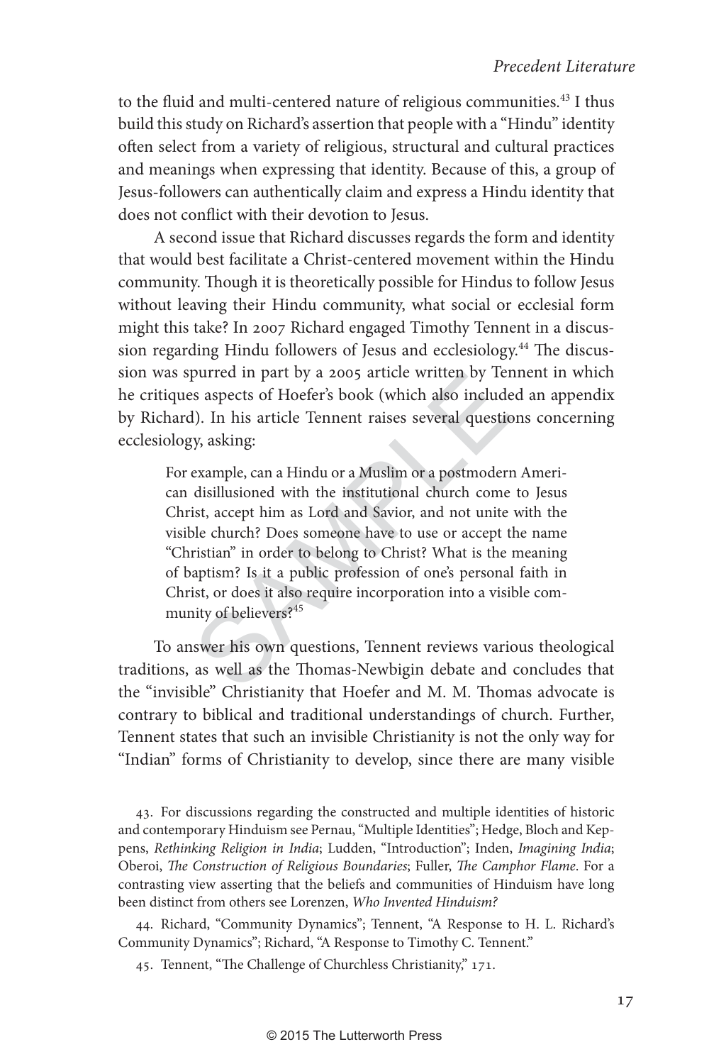to the fluid and multi-centered nature of religious communities.[43] I thus build this study on Richard's assertion that people with a "Hindu" identity often select from a variety of religious, structural and cultural practices and meanings when expressing that identity. Because of this, a group of Jesus-followers can authentically claim and express a Hindu identity that does not conflict with their devotion to Jesus.

A second issue that Richard discusses regards the form and identity that would best facilitate a Christ-centered movement within the Hindu community. Though it is theoretically possible for Hindus to follow Jesus without leaving their Hindu community, what social or ecclesial form might this take? In 2007 Richard engaged Timothy Tennent in a discussion regarding Hindu followers of Jesus and ecclesiology.[44] The discussion was spurred in part by a 2005 article written by Tennent in which he critiques aspects of Hoefer's book (which also included an appendix by Richard). In his article Tennent raises several questions concerning ecclesiology, asking:

> For example, can a Hindu or a Muslim or a postmodern American disillusioned with the institutional church come to Jesus Christ, accept him as Lord and Savior, and not unite with the visible church? Does someone have to use or accept the name "Christian" in order to belong to Christ? What is the meaning of baptism? Is it a public profession of one's personal faith in Christ, or does it also require incorporation into a visible community of believers?[45]

To answer his own questions, Tennent reviews various theological traditions, as well as the Thomas-Newbigin debate and concludes that the "invisible" Christianity that Hoefer and M. M. Thomas advocate is contrary to biblical and traditional understandings of church. Further, Tennent states that such an invisible Christianity is not the only way for "Indian" forms of Christianity to develop, since there are many visible

43. For discussions regarding the constructed and multiple identities of historic and contemporary Hinduism see Pernau, "Multiple Identities"; Hedge, Bloch and Keppens, *Rethinking Religion in India*; Ludden, "Introduction"; Inden, *Imagining India*; Oberoi, *The Construction of Religious Boundaries*; Fuller, *The Camphor Flame*. For a contrasting view asserting that the beliefs and communities of Hinduism have long been distinct from others see Lorenzen, *Who Invented Hinduism?*

44. Richard, "Community Dynamics"; Tennent, "A Response to H. L. Richard's Community Dynamics"; Richard, "A Response to Timothy C. Tennent."

45. Tennent, "The Challenge of Churchless Christianity," 171.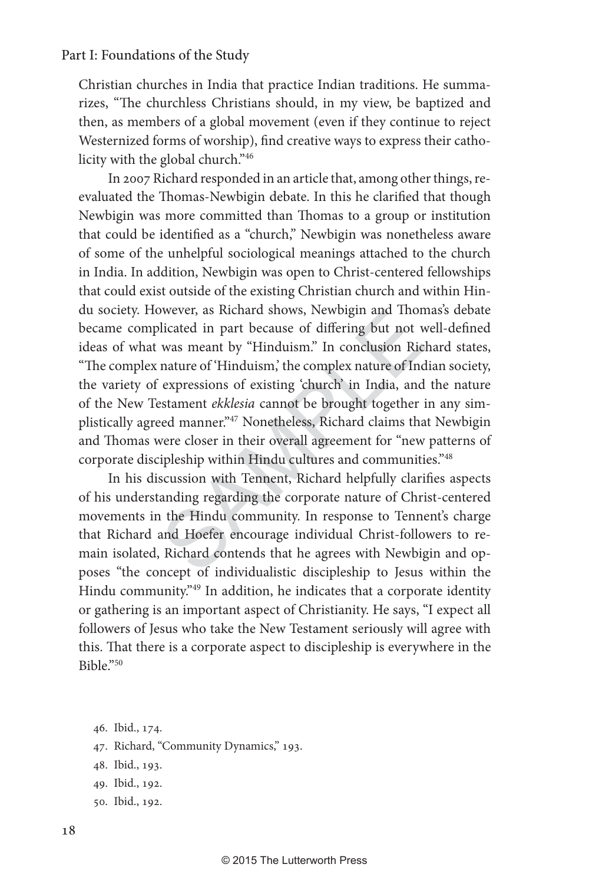Christian churches in India that practice Indian traditions. He summarizes, "The churchless Christians should, in my view, be baptized and then, as members of a global movement (even if they continue to reject Westernized forms of worship), find creative ways to express their catholicity with the global church."[46]

In 2007 Richard responded in an article that, among other things, reevaluated the Thomas-Newbigin debate. In this he clarified that though Newbigin was more committed than Thomas to a group or institution that could be identified as a "church," Newbigin was nonetheless aware of some of the unhelpful sociological meanings attached to the church in India. In addition, Newbigin was open to Christ-centered fellowships that could exist outside of the existing Christian church and within Hindu society. However, as Richard shows, Newbigin and Thomas's debate became complicated in part because of differing but not well-defined ideas of what was meant by "Hinduism." In conclusion Richard states, "The complex nature of 'Hinduism,' the complex nature of Indian society, the variety of expressions of existing 'church' in India, and the nature of the New Testament *ekklesia* cannot be brought together in any simplistically agreed manner."[47] Nonetheless, Richard claims that Newbigin and Thomas were closer in their overall agreement for "new patterns of corporate discipleship within Hindu cultures and communities."[48]

In his discussion with Tennent, Richard helpfully clarifies aspects of his understanding regarding the corporate nature of Christ-centered movements in the Hindu community. In response to Tennent's charge that Richard and Hoefer encourage individual Christ-followers to remain isolated, Richard contends that he agrees with Newbigin and opposes "the concept of individualistic discipleship to Jesus within the Hindu community."[49] In addition, he indicates that a corporate identity or gathering is an important aspect of Christianity. He says, "I expect all followers of Jesus who take the New Testament seriously will agree with this. That there is a corporate aspect to discipleship is everywhere in the Bible."[50]

46. Ibid., 174.
47. Richard, "Community Dynamics," 193.
48. Ibid., 193.
49. Ibid., 192.
50. Ibid., 192.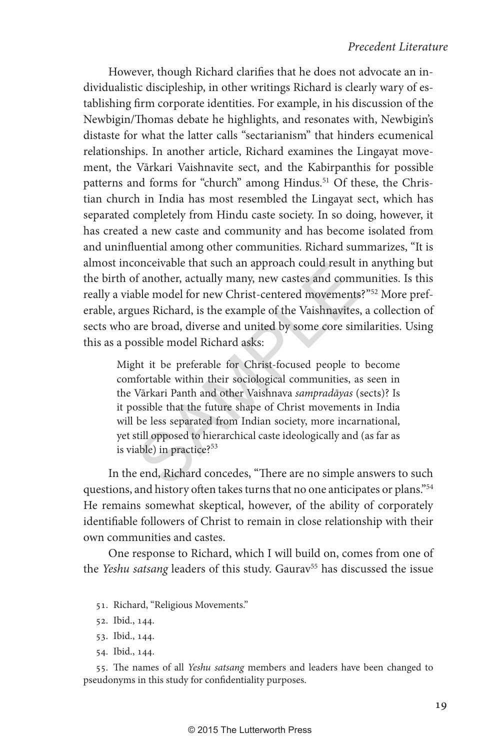However, though Richard clarifies that he does not advocate an individualistic discipleship, in other writings Richard is clearly wary of establishing firm corporate identities. For example, in his discussion of the Newbigin/Thomas debate he highlights, and resonates with, Newbigin's distaste for what the latter calls "sectarianism" that hinders ecumenical relationships. In another article, Richard examines the Lingayat movement, the Vārkari Vaishnavite sect, and the Kabirpanthis for possible patterns and forms for "church" among Hindus.[51] Of these, the Christian church in India has most resembled the Lingayat sect, which has separated completely from Hindu caste society. In so doing, however, it has created a new caste and community and has become isolated from and uninfluential among other communities. Richard summarizes, "It is almost inconceivable that such an approach could result in anything but the birth of another, actually many, new castes and communities. Is this really a viable model for new Christ-centered movements?"[52] More preferable, argues Richard, is the example of the Vaishnavites, a collection of sects who are broad, diverse and united by some core similarities. Using this as a possible model Richard asks:

> Might it be preferable for Christ-focused people to become comfortable within their sociological communities, as seen in the Vārkari Panth and other Vaishnava *sampradāyas* (sects)? Is it possible that the future shape of Christ movements in India will be less separated from Indian society, more incarnational, yet still opposed to hierarchical caste ideologically and (as far as is viable) in practice?[53]

In the end, Richard concedes, "There are no simple answers to such questions, and history often takes turns that no one anticipates or plans."[54] He remains somewhat skeptical, however, of the ability of corporately identifiable followers of Christ to remain in close relationship with their own communities and castes.

One response to Richard, which I will build on, comes from one of the *Yeshu satsang* leaders of this study. Gaurav[55] has discussed the issue

51. Richard, "Religious Movements."

52. Ibid., 144.

53. Ibid., 144.

54. Ibid., 144.

55. The names of all *Yeshu satsang* members and leaders have been changed to pseudonyms in this study for confidentiality purposes.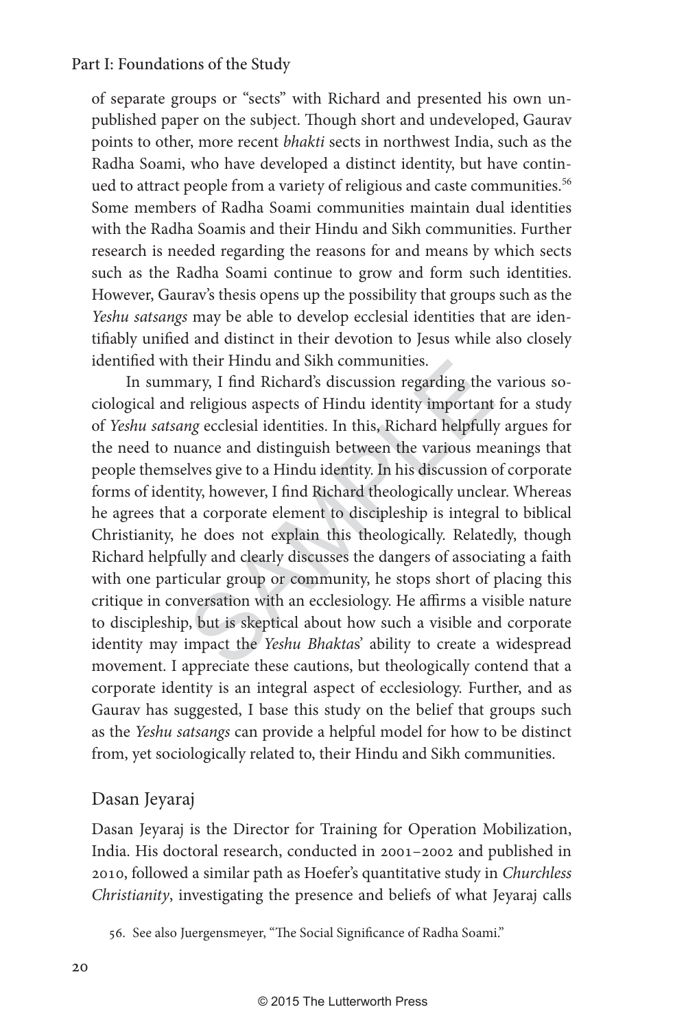of separate groups or "sects" with Richard and presented his own unpublished paper on the subject. Though short and undeveloped, Gaurav points to other, more recent *bhakti* sects in northwest India, such as the Radha Soami, who have developed a distinct identity, but have continued to attract people from a variety of religious and caste communities.[56] Some members of Radha Soami communities maintain dual identities with the Radha Soamis and their Hindu and Sikh communities. Further research is needed regarding the reasons for and means by which sects such as the Radha Soami continue to grow and form such identities. However, Gaurav's thesis opens up the possibility that groups such as the *Yeshu satsangs* may be able to develop ecclesial identities that are identifiably unified and distinct in their devotion to Jesus while also closely identified with their Hindu and Sikh communities.

In summary, I find Richard's discussion regarding the various sociological and religious aspects of Hindu identity important for a study of *Yeshu satsang* ecclesial identities. In this, Richard helpfully argues for the need to nuance and distinguish between the various meanings that people themselves give to a Hindu identity. In his discussion of corporate forms of identity, however, I find Richard theologically unclear. Whereas he agrees that a corporate element to discipleship is integral to biblical Christianity, he does not explain this theologically. Relatedly, though Richard helpfully and clearly discusses the dangers of associating a faith with one particular group or community, he stops short of placing this critique in conversation with an ecclesiology. He affirms a visible nature to discipleship, but is skeptical about how such a visible and corporate identity may impact the *Yeshu Bhaktas*' ability to create a widespread movement. I appreciate these cautions, but theologically contend that a corporate identity is an integral aspect of ecclesiology. Further, and as Gaurav has suggested, I base this study on the belief that groups such as the *Yeshu satsangs* can provide a helpful model for how to be distinct from, yet sociologically related to, their Hindu and Sikh communities.

## Dasan Jeyaraj

Dasan Jeyaraj is the Director for Training for Operation Mobilization, India. His doctoral research, conducted in 2001–2002 and published in 2010, followed a similar path as Hoefer's quantitative study in *Churchless Christianity*, investigating the presence and beliefs of what Jeyaraj calls

56. See also Juergensmeyer, "The Social Significance of Radha Soami."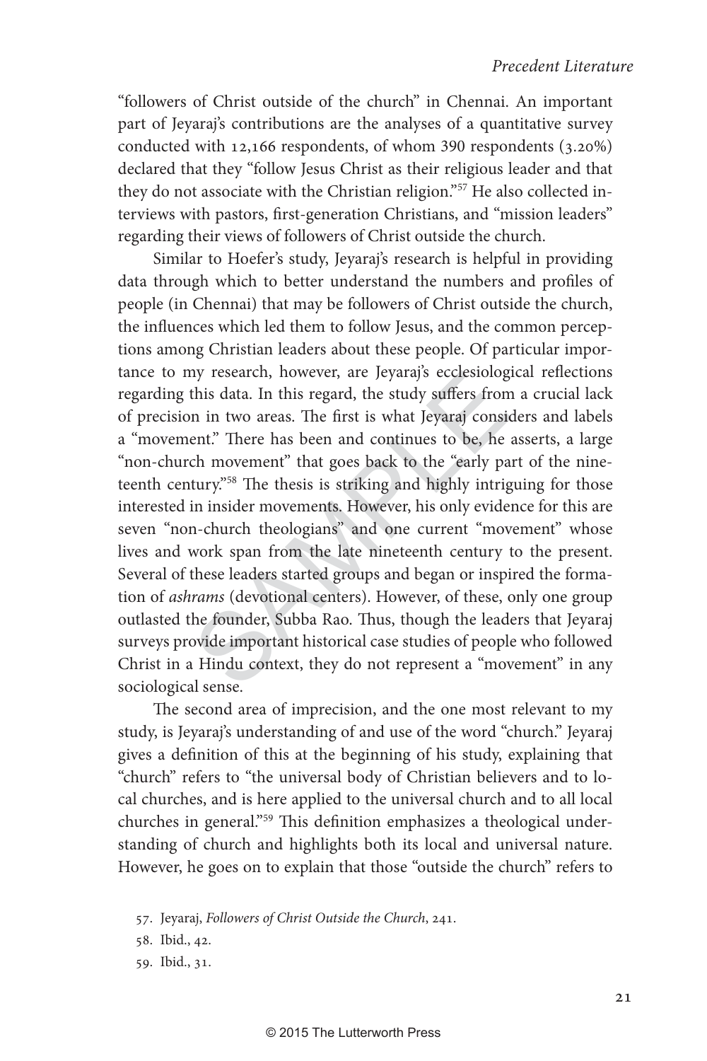"followers of Christ outside of the church" in Chennai. An important part of Jeyaraj's contributions are the analyses of a quantitative survey conducted with 12,166 respondents, of whom 390 respondents (3.20%) declared that they "follow Jesus Christ as their religious leader and that they do not associate with the Christian religion."[57] He also collected interviews with pastors, first-generation Christians, and "mission leaders" regarding their views of followers of Christ outside the church.

Similar to Hoefer's study, Jeyaraj's research is helpful in providing data through which to better understand the numbers and profiles of people (in Chennai) that may be followers of Christ outside the church, the influences which led them to follow Jesus, and the common perceptions among Christian leaders about these people. Of particular importance to my research, however, are Jeyaraj's ecclesiological reflections regarding this data. In this regard, the study suffers from a crucial lack of precision in two areas. The first is what Jeyaraj considers and labels a "movement." There has been and continues to be, he asserts, a large "non-church movement" that goes back to the "early part of the nineteenth century."[58] The thesis is striking and highly intriguing for those interested in insider movements. However, his only evidence for this are seven "non-church theologians" and one current "movement" whose lives and work span from the late nineteenth century to the present. Several of these leaders started groups and began or inspired the formation of *ashrams* (devotional centers). However, of these, only one group outlasted the founder, Subba Rao. Thus, though the leaders that Jeyaraj surveys provide important historical case studies of people who followed Christ in a Hindu context, they do not represent a "movement" in any sociological sense.

The second area of imprecision, and the one most relevant to my study, is Jeyaraj's understanding of and use of the word "church." Jeyaraj gives a definition of this at the beginning of his study, explaining that "church" refers to "the universal body of Christian believers and to local churches, and is here applied to the universal church and to all local churches in general."[59] This definition emphasizes a theological understanding of church and highlights both its local and universal nature. However, he goes on to explain that those "outside the church" refers to

57. Jeyaraj, *Followers of Christ Outside the Church*, 241.

58. Ibid., 42.

59. Ibid., 31.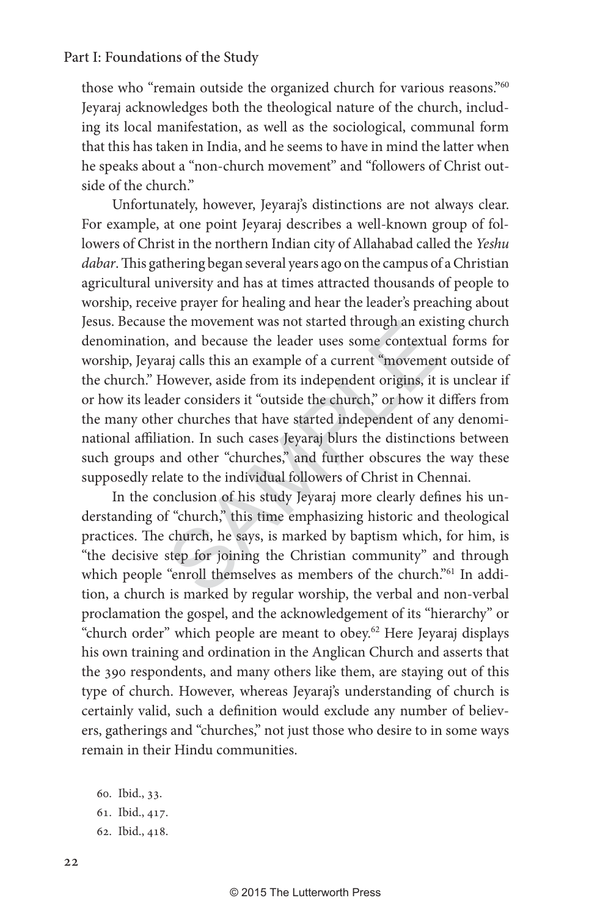those who "remain outside the organized church for various reasons."[60] Jeyaraj acknowledges both the theological nature of the church, including its local manifestation, as well as the sociological, communal form that this has taken in India, and he seems to have in mind the latter when he speaks about a "non-church movement" and "followers of Christ outside of the church."

Unfortunately, however, Jeyaraj's distinctions are not always clear. For example, at one point Jeyaraj describes a well-known group of followers of Christ in the northern Indian city of Allahabad called the *Yeshu dabar*. This gathering began several years ago on the campus of a Christian agricultural university and has at times attracted thousands of people to worship, receive prayer for healing and hear the leader's preaching about Jesus. Because the movement was not started through an existing church denomination, and because the leader uses some contextual forms for worship, Jeyaraj calls this an example of a current "movement outside of the church." However, aside from its independent origins, it is unclear if or how its leader considers it "outside the church," or how it differs from the many other churches that have started independent of any denominational affiliation. In such cases Jeyaraj blurs the distinctions between such groups and other "churches," and further obscures the way these supposedly relate to the individual followers of Christ in Chennai.

In the conclusion of his study Jeyaraj more clearly defines his understanding of "church," this time emphasizing historic and theological practices. The church, he says, is marked by baptism which, for him, is "the decisive step for joining the Christian community" and through which people "enroll themselves as members of the church."[61] In addition, a church is marked by regular worship, the verbal and non-verbal proclamation the gospel, and the acknowledgement of its "hierarchy" or "church order" which people are meant to obey.[62] Here Jeyaraj displays his own training and ordination in the Anglican Church and asserts that the 390 respondents, and many others like them, are staying out of this type of church. However, whereas Jeyaraj's understanding of church is certainly valid, such a definition would exclude any number of believers, gatherings and "churches," not just those who desire to in some ways remain in their Hindu communities.

60. Ibid., 33.

61. Ibid., 417.

62. Ibid., 418.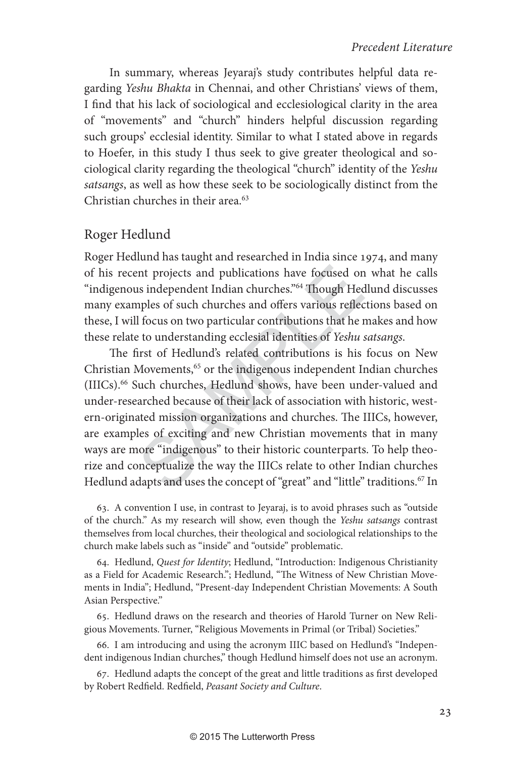In summary, whereas Jeyaraj's study contributes helpful data regarding *Yeshu Bhakta* in Chennai, and other Christians' views of them, I find that his lack of sociological and ecclesiological clarity in the area of "movements" and "church" hinders helpful discussion regarding such groups' ecclesial identity. Similar to what I stated above in regards to Hoefer, in this study I thus seek to give greater theological and sociological clarity regarding the theological "church" identity of the *Yeshu satsangs*, as well as how these seek to be sociologically distinct from the Christian churches in their area.[63]

## Roger Hedlund

Roger Hedlund has taught and researched in India since 1974, and many of his recent projects and publications have focused on what he calls "indigenous independent Indian churches."[64] Though Hedlund discusses many examples of such churches and offers various reflections based on these, I will focus on two particular contributions that he makes and how these relate to understanding ecclesial identities of *Yeshu satsangs*.

The first of Hedlund's related contributions is his focus on New Christian Movements,[65] or the indigenous independent Indian churches (IIICs).[66] Such churches, Hedlund shows, have been under-valued and under-researched because of their lack of association with historic, western-originated mission organizations and churches. The IIICs, however, are examples of exciting and new Christian movements that in many ways are more "indigenous" to their historic counterparts. To help theorize and conceptualize the way the IIICs relate to other Indian churches Hedlund adapts and uses the concept of "great" and "little" traditions.[67] In

63. A convention I use, in contrast to Jeyaraj, is to avoid phrases such as "outside of the church." As my research will show, even though the *Yeshu satsangs* contrast themselves from local churches, their theological and sociological relationships to the church make labels such as "inside" and "outside" problematic.

64. Hedlund, *Quest for Identity*; Hedlund, "Introduction: Indigenous Christianity as a Field for Academic Research."; Hedlund, "The Witness of New Christian Movements in India"; Hedlund, "Present-day Independent Christian Movements: A South Asian Perspective."

65. Hedlund draws on the research and theories of Harold Turner on New Religious Movements. Turner, "Religious Movements in Primal (or Tribal) Societies."

66. I am introducing and using the acronym IIIC based on Hedlund's "Independent indigenous Indian churches," though Hedlund himself does not use an acronym.

67. Hedlund adapts the concept of the great and little traditions as first developed by Robert Redfield. Redfield, *Peasant Society and Culture*.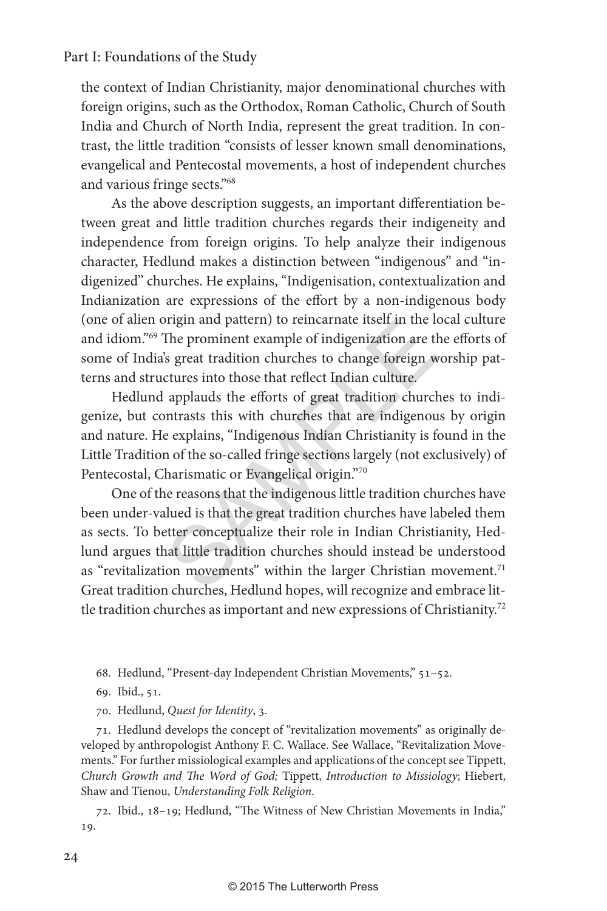the context of Indian Christianity, major denominational churches with foreign origins, such as the Orthodox, Roman Catholic, Church of South India and Church of North India, represent the great tradition. In contrast, the little tradition "consists of lesser known small denominations, evangelical and Pentecostal movements, a host of independent churches and various fringe sects."[68]

As the above description suggests, an important differentiation between great and little tradition churches regards their indigeneity and independence from foreign origins. To help analyze their indigenous character, Hedlund makes a distinction between "indigenous" and "indigenized" churches. He explains, "Indigenisation, contextualization and Indianization are expressions of the effort by a non-indigenous body (one of alien origin and pattern) to reincarnate itself in the local culture and idiom."[69] The prominent example of indigenization are the efforts of some of India's great tradition churches to change foreign worship patterns and structures into those that reflect Indian culture.

Hedlund applauds the efforts of great tradition churches to indigenize, but contrasts this with churches that are indigenous by origin and nature. He explains, "Indigenous Indian Christianity is found in the Little Tradition of the so-called fringe sections largely (not exclusively) of Pentecostal, Charismatic or Evangelical origin."[70]

One of the reasons that the indigenous little tradition churches have been under-valued is that the great tradition churches have labeled them as sects. To better conceptualize their role in Indian Christianity, Hedlund argues that little tradition churches should instead be understood as "revitalization movements" within the larger Christian movement.[71] Great tradition churches, Hedlund hopes, will recognize and embrace little tradition churches as important and new expressions of Christianity.[72]

68. Hedlund, "Present-day Independent Christian Movements," 51–52.

69. Ibid., 51.

70. Hedlund, *Quest for Identity*, 3.

71. Hedlund develops the concept of "revitalization movements" as originally developed by anthropologist Anthony F. C. Wallace. See Wallace, "Revitalization Movements." For further missiological examples and applications of the concept see Tippett, *Church Growth and The Word of God;* Tippett, *Introduction to Missiology*; Hiebert, Shaw and Tienou, *Understanding Folk Religion*.

72. Ibid., 18–19; Hedlund, "The Witness of New Christian Movements in India," 19.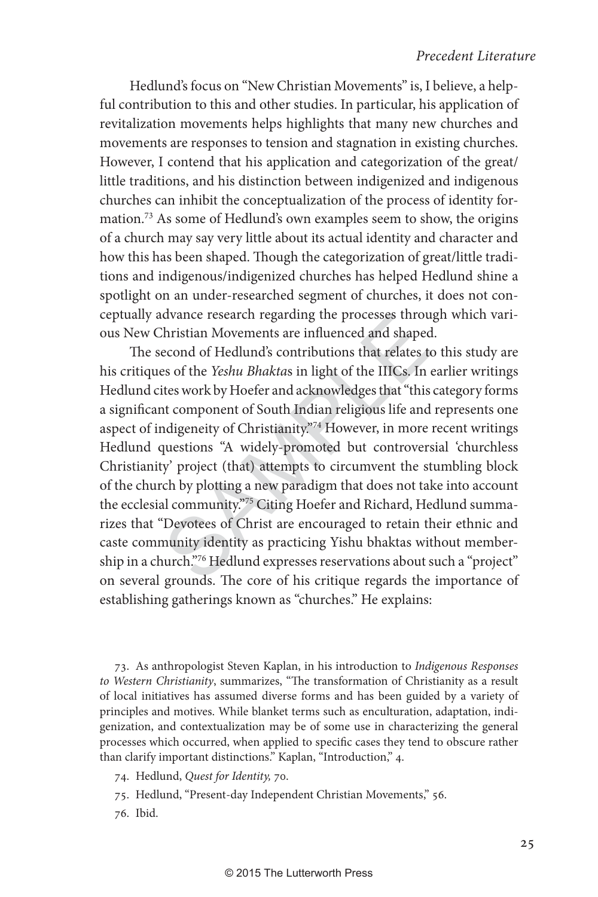Hedlund's focus on "New Christian Movements" is, I believe, a helpful contribution to this and other studies. In particular, his application of revitalization movements helps highlights that many new churches and movements are responses to tension and stagnation in existing churches. However, I contend that his application and categorization of the great/little traditions, and his distinction between indigenized and indigenous churches can inhibit the conceptualization of the process of identity formation.[73] As some of Hedlund's own examples seem to show, the origins of a church may say very little about its actual identity and character and how this has been shaped. Though the categorization of great/little traditions and indigenous/indigenized churches has helped Hedlund shine a spotlight on an under-researched segment of churches, it does not conceptually advance research regarding the processes through which various New Christian Movements are influenced and shaped.

The second of Hedlund's contributions that relates to this study are his critiques of the *Yeshu Bhakta*s in light of the IIICs. In earlier writings Hedlund cites work by Hoefer and acknowledges that "this category forms a significant component of South Indian religious life and represents one aspect of indigeneity of Christianity."[74] However, in more recent writings Hedlund questions "A widely-promoted but controversial 'churchless Christianity' project (that) attempts to circumvent the stumbling block of the church by plotting a new paradigm that does not take into account the ecclesial community."[75] Citing Hoefer and Richard, Hedlund summarizes that "Devotees of Christ are encouraged to retain their ethnic and caste community identity as practicing Yishu bhaktas without membership in a church."[76] Hedlund expresses reservations about such a "project" on several grounds. The core of his critique regards the importance of establishing gatherings known as "churches." He explains:

73. As anthropologist Steven Kaplan, in his introduction to *Indigenous Responses to Western Christianity*, summarizes, "The transformation of Christianity as a result of local initiatives has assumed diverse forms and has been guided by a variety of principles and motives. While blanket terms such as enculturation, adaptation, indigenization, and contextualization may be of some use in characterizing the general processes which occurred, when applied to specific cases they tend to obscure rather than clarify important distinctions." Kaplan, "Introduction," 4.

74. Hedlund, *Quest for Identity*, 70.

75. Hedlund, "Present-day Independent Christian Movements," 56.

76. Ibid.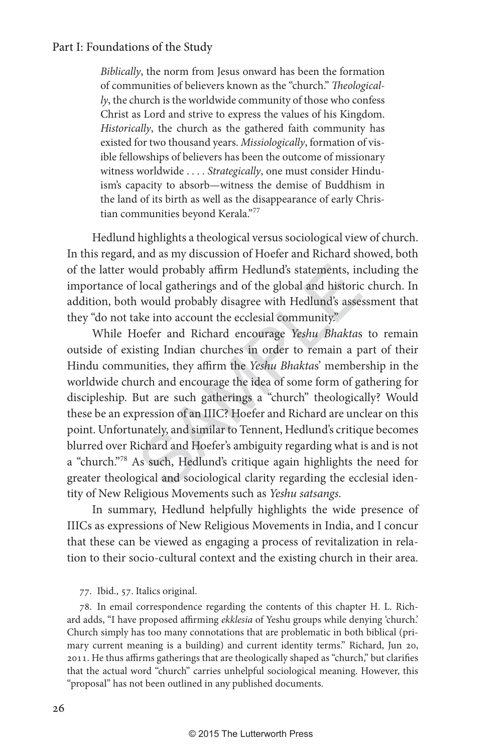> *Biblically*, the norm from Jesus onward has been the formation of communities of believers known as the "church." *Theologically*, the church is the worldwide community of those who confess Christ as Lord and strive to express the values of his Kingdom. *Historically*, the church as the gathered faith community has existed for two thousand years. *Missiologically*, formation of visible fellowships of believers has been the outcome of missionary witness worldwide . . . . *Strategically*, one must consider Hinduism's capacity to absorb—witness the demise of Buddhism in the land of its birth as well as the disappearance of early Christian communities beyond Kerala."[77]

Hedlund highlights a theological versus sociological view of church. In this regard, and as my discussion of Hoefer and Richard showed, both of the latter would probably affirm Hedlund's statements, including the importance of local gatherings and of the global and historic church. In addition, both would probably disagree with Hedlund's assessment that they "do not take into account the ecclesial community."

While Hoefer and Richard encourage *Yeshu Bhakta*s to remain outside of existing Indian churches in order to remain a part of their Hindu communities, they affirm the *Yeshu Bhakta*s' membership in the worldwide church and encourage the idea of some form of gathering for discipleship. But are such gatherings a "church" theologically? Would these be an expression of an IIIC? Hoefer and Richard are unclear on this point. Unfortunately, and similar to Tennent, Hedlund's critique becomes blurred over Richard and Hoefer's ambiguity regarding what is and is not a "church."[78] As such, Hedlund's critique again highlights the need for greater theological and sociological clarity regarding the ecclesial identity of New Religious Movements such as *Yeshu satsangs*.

In summary, Hedlund helpfully highlights the wide presence of IIICs as expressions of New Religious Movements in India, and I concur that these can be viewed as engaging a process of revitalization in relation to their socio-cultural context and the existing church in their area.

77. Ibid., 57. Italics original.

78. In email correspondence regarding the contents of this chapter H. L. Richard adds, "I have proposed affirming *ekklesia* of Yeshu groups while denying 'church.' Church simply has too many connotations that are problematic in both biblical (primary current meaning is a building) and current identity terms." Richard, Jun 20, 2011. He thus affirms gatherings that are theologically shaped as "church," but clarifies that the actual word "church" carries unhelpful sociological meaning. However, this "proposal" has not been outlined in any published documents.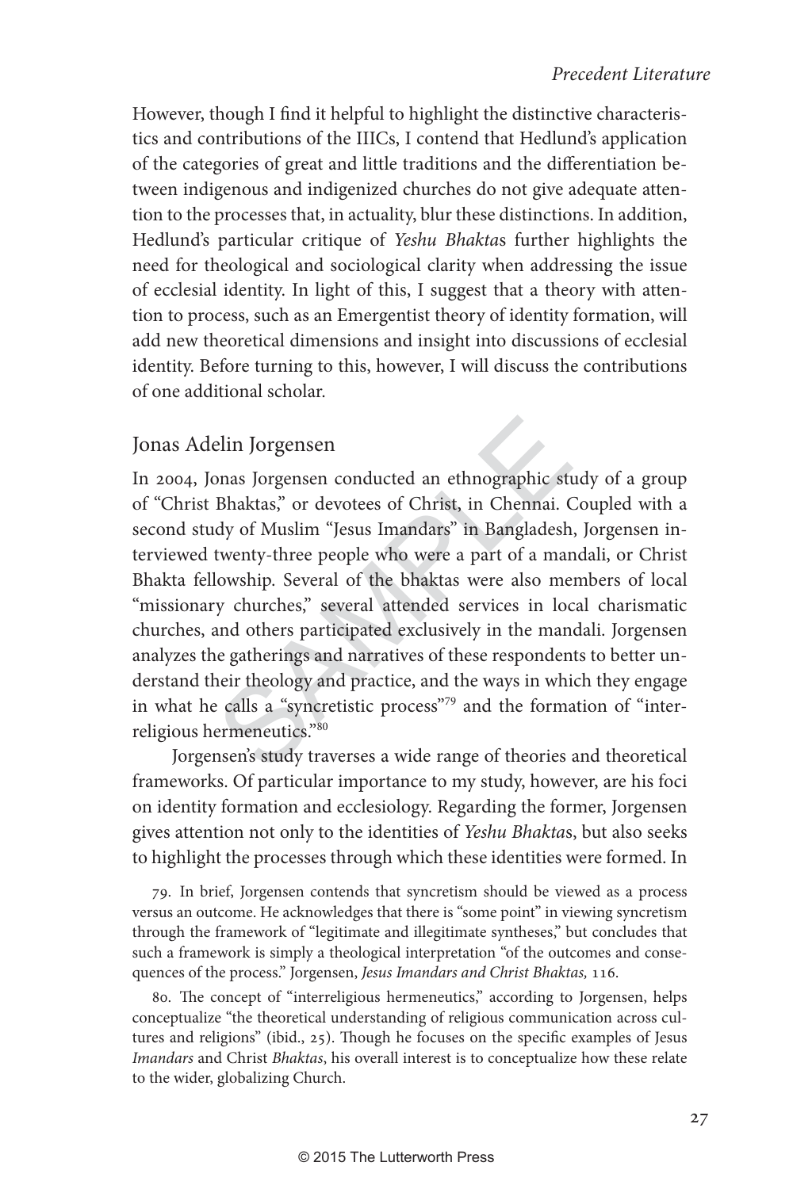However, though I find it helpful to highlight the distinctive characteristics and contributions of the IIICs, I contend that Hedlund's application of the categories of great and little traditions and the differentiation between indigenous and indigenized churches do not give adequate attention to the processes that, in actuality, blur these distinctions. In addition, Hedlund's particular critique of *Yeshu Bhakta*s further highlights the need for theological and sociological clarity when addressing the issue of ecclesial identity. In light of this, I suggest that a theory with attention to process, such as an Emergentist theory of identity formation, will add new theoretical dimensions and insight into discussions of ecclesial identity. Before turning to this, however, I will discuss the contributions of one additional scholar.

## Jonas Adelin Jorgensen

In 2004, Jonas Jorgensen conducted an ethnographic study of a group of "Christ Bhaktas," or devotees of Christ, in Chennai. Coupled with a second study of Muslim "Jesus Imandars" in Bangladesh, Jorgensen interviewed twenty-three people who were a part of a mandali, or Christ Bhakta fellowship. Several of the bhaktas were also members of local "missionary churches," several attended services in local charismatic churches, and others participated exclusively in the mandali. Jorgensen analyzes the gatherings and narratives of these respondents to better understand their theology and practice, and the ways in which they engage in what he calls a "syncretistic process"[79] and the formation of "interreligious hermeneutics."[80]

Jorgensen's study traverses a wide range of theories and theoretical frameworks. Of particular importance to my study, however, are his foci on identity formation and ecclesiology. Regarding the former, Jorgensen gives attention not only to the identities of *Yeshu Bhakta*s, but also seeks to highlight the processes through which these identities were formed. In

79. In brief, Jorgensen contends that syncretism should be viewed as a process versus an outcome. He acknowledges that there is "some point" in viewing syncretism through the framework of "legitimate and illegitimate syntheses," but concludes that such a framework is simply a theological interpretation "of the outcomes and consequences of the process." Jorgensen, *Jesus Imandars and Christ Bhaktas,* 116.

80. The concept of "interreligious hermeneutics," according to Jorgensen, helps conceptualize "the theoretical understanding of religious communication across cultures and religions" (ibid., 25). Though he focuses on the specific examples of Jesus *Imandars* and Christ *Bhaktas*, his overall interest is to conceptualize how these relate to the wider, globalizing Church.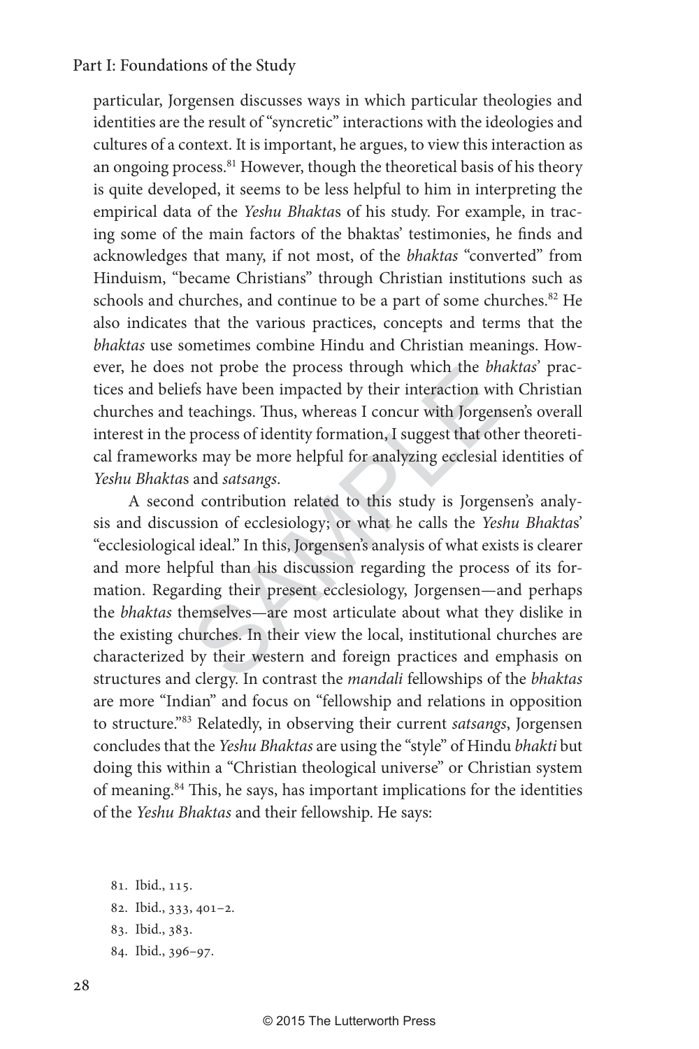particular, Jorgensen discusses ways in which particular theologies and identities are the result of "syncretic" interactions with the ideologies and cultures of a context. It is important, he argues, to view this interaction as an ongoing process.[81] However, though the theoretical basis of his theory is quite developed, it seems to be less helpful to him in interpreting the empirical data of the *Yeshu Bhakta*s of his study. For example, in tracing some of the main factors of the bhaktas' testimonies, he finds and acknowledges that many, if not most, of the *bhaktas* "converted" from Hinduism, "became Christians" through Christian institutions such as schools and churches, and continue to be a part of some churches.[82] He also indicates that the various practices, concepts and terms that the *bhaktas* use sometimes combine Hindu and Christian meanings. However, he does not probe the process through which the *bhaktas*' practices and beliefs have been impacted by their interaction with Christian churches and teachings. Thus, whereas I concur with Jorgensen's overall interest in the process of identity formation, I suggest that other theoretical frameworks may be more helpful for analyzing ecclesial identities of *Yeshu Bhakta*s and *satsangs*.

A second contribution related to this study is Jorgensen's analysis and discussion of ecclesiology; or what he calls the *Yeshu Bhakta*s' "ecclesiological ideal." In this, Jorgensen's analysis of what exists is clearer and more helpful than his discussion regarding the process of its formation. Regarding their present ecclesiology, Jorgensen—and perhaps the *bhaktas* themselves—are most articulate about what they dislike in the existing churches. In their view the local, institutional churches are characterized by their western and foreign practices and emphasis on structures and clergy. In contrast the *mandali* fellowships of the *bhaktas* are more "Indian" and focus on "fellowship and relations in opposition to structure."[83] Relatedly, in observing their current *satsangs*, Jorgensen concludes that the *Yeshu Bhaktas* are using the "style" of Hindu *bhakti* but doing this within a "Christian theological universe" or Christian system of meaning.[84] This, he says, has important implications for the identities of the *Yeshu Bhaktas* and their fellowship. He says:

81. Ibid., 115.

82. Ibid., 333, 401–2.

83. Ibid., 383.

84. Ibid., 396–97.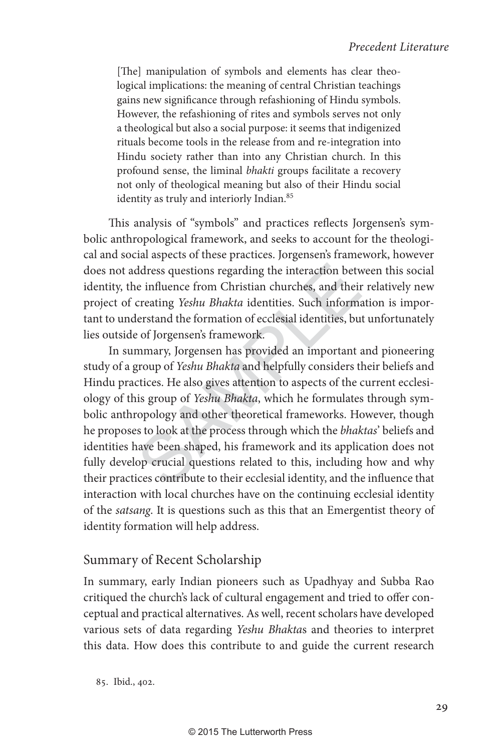> [The] manipulation of symbols and elements has clear theological implications: the meaning of central Christian teachings gains new significance through refashioning of Hindu symbols. However, the refashioning of rites and symbols serves not only a theological but also a social purpose: it seems that indigenized rituals become tools in the release from and re-integration into Hindu society rather than into any Christian church. In this profound sense, the liminal *bhakti* groups facilitate a recovery not only of theological meaning but also of their Hindu social identity as truly and interiorly Indian.[85]

This analysis of "symbols" and practices reflects Jorgensen's symbolic anthropological framework, and seeks to account for the theological and social aspects of these practices. Jorgensen's framework, however does not address questions regarding the interaction between this social identity, the influence from Christian churches, and their relatively new project of creating *Yeshu Bhakta* identities. Such information is important to understand the formation of ecclesial identities, but unfortunately lies outside of Jorgensen's framework.

In summary, Jorgensen has provided an important and pioneering study of a group of *Yeshu Bhakta* and helpfully considers their beliefs and Hindu practices. He also gives attention to aspects of the current ecclesiology of this group of *Yeshu Bhakta*, which he formulates through symbolic anthropology and other theoretical frameworks. However, though he proposes to look at the process through which the *bhaktas*' beliefs and identities have been shaped, his framework and its application does not fully develop crucial questions related to this, including how and why their practices contribute to their ecclesial identity, and the influence that interaction with local churches have on the continuing ecclesial identity of the *satsang*. It is questions such as this that an Emergentist theory of identity formation will help address.

## Summary of Recent Scholarship

In summary, early Indian pioneers such as Upadhyay and Subba Rao critiqued the church's lack of cultural engagement and tried to offer conceptual and practical alternatives. As well, recent scholars have developed various sets of data regarding *Yeshu Bhakta*s and theories to interpret this data. How does this contribute to and guide the current research

85. Ibid., 402.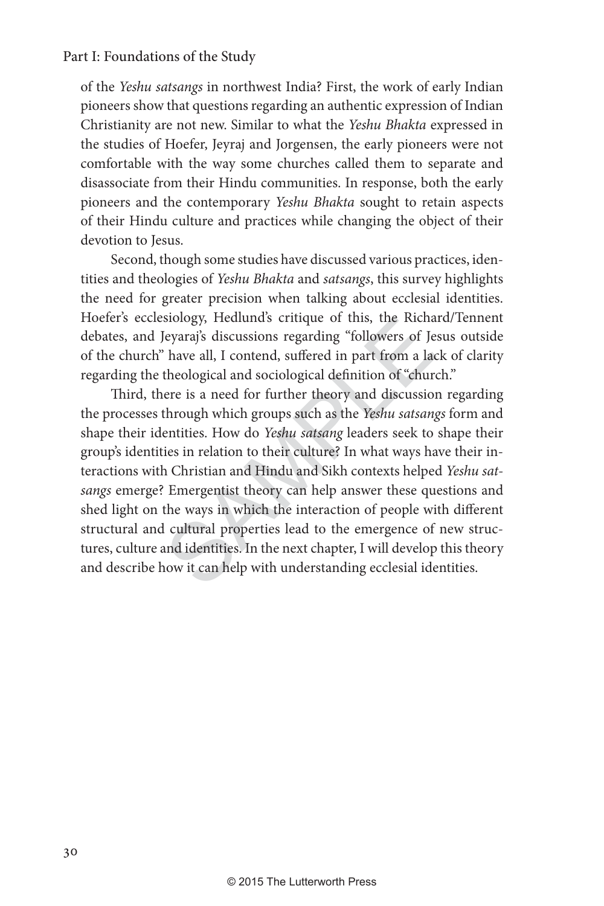of the *Yeshu satsangs* in northwest India? First, the work of early Indian pioneers show that questions regarding an authentic expression of Indian Christianity are not new. Similar to what the *Yeshu Bhakta* expressed in the studies of Hoefer, Jeyraj and Jorgensen, the early pioneers were not comfortable with the way some churches called them to separate and disassociate from their Hindu communities. In response, both the early pioneers and the contemporary *Yeshu Bhakta* sought to retain aspects of their Hindu culture and practices while changing the object of their devotion to Jesus.

Second, though some studies have discussed various practices, identities and theologies of *Yeshu Bhakta* and *satsangs*, this survey highlights the need for greater precision when talking about ecclesial identities. Hoefer's ecclesiology, Hedlund's critique of this, the Richard/Tennent debates, and Jeyaraj's discussions regarding "followers of Jesus outside of the church" have all, I contend, suffered in part from a lack of clarity regarding the theological and sociological definition of "church."

Third, there is a need for further theory and discussion regarding the processes through which groups such as the *Yeshu satsangs* form and shape their identities. How do *Yeshu satsang* leaders seek to shape their group's identities in relation to their culture? In what ways have their interactions with Christian and Hindu and Sikh contexts helped *Yeshu satsangs* emerge? Emergentist theory can help answer these questions and shed light on the ways in which the interaction of people with different structural and cultural properties lead to the emergence of new structures, culture and identities. In the next chapter, I will develop this theory and describe how it can help with understanding ecclesial identities.